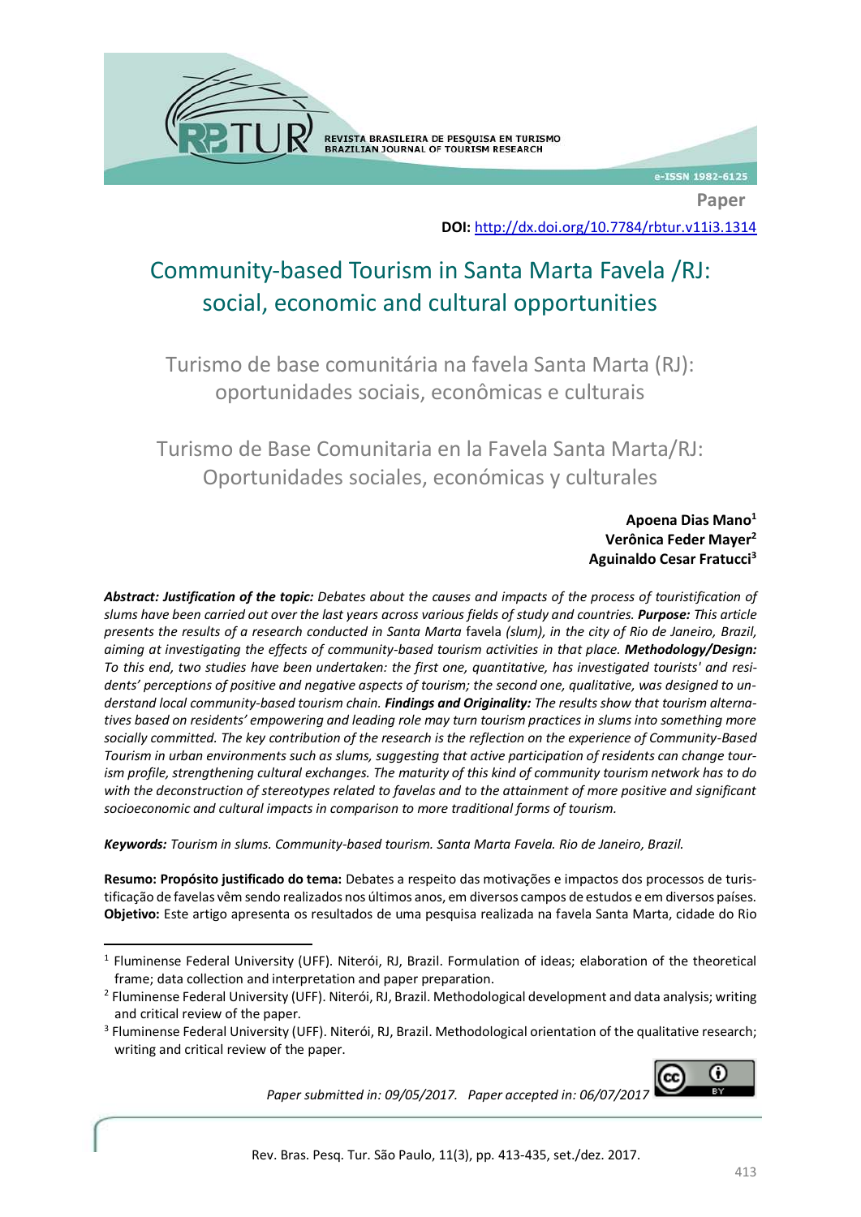**Paper**

**DOI:** http://dx.doi.org/10.7784/rbtur.v11i3.1314

# Community-based Tourism in Santa Marta Favela /RJ: social, economic and cultural opportunities

## Turismo de base comunitária na favela Santa Marta (RJ): oportunidades sociais, econômicas e culturais

## Turismo de Base Comunitaria en la Favela Santa Marta/RJ: Oportunidades sociales, económicas y culturales

**Apoena Dias Mano[1]**
**Verônica Feder Mayer[2]**
**Aguinaldo Cesar Fratucci[3]**

***Abstract: Justification of the topic:*** *Debates about the causes and impacts of the process of touristification of slums have been carried out over the last years across various fields of study and countries.* ***Purpose:*** *This article presents the results of a research conducted in Santa Marta* favela *(slum), in the city of Rio de Janeiro, Brazil, aiming at investigating the effects of community-based tourism activities in that place.* ***Methodology/Design:*** *To this end, two studies have been undertaken: the first one, quantitative, has investigated tourists' and residents' perceptions of positive and negative aspects of tourism; the second one, qualitative, was designed to understand local community-based tourism chain.* ***Findings and Originality:*** *The results show that tourism alternatives based on residents' empowering and leading role may turn tourism practices in slums into something more socially committed. The key contribution of the research is the reflection on the experience of Community-Based Tourism in urban environments such as slums, suggesting that active participation of residents can change tourism profile, strengthening cultural exchanges. The maturity of this kind of community tourism network has to do with the deconstruction of stereotypes related to favelas and to the attainment of more positive and significant socioeconomic and cultural impacts in comparison to more traditional forms of tourism.*

***Keywords:*** *Tourism in slums. Community-based tourism. Santa Marta Favela. Rio de Janeiro, Brazil.*

**Resumo: Propósito justificado do tema:** Debates a respeito das motivações e impactos dos processos de turistificação de favelas vêm sendo realizados nos últimos anos, em diversos campos de estudos e em diversos países. **Objetivo:** Este artigo apresenta os resultados de uma pesquisa realizada na favela Santa Marta, cidade do Rio

---

[1] Fluminense Federal University (UFF). Niterói, RJ, Brazil. Formulation of ideas; elaboration of the theoretical frame; data collection and interpretation and paper preparation.

[2] Fluminense Federal University (UFF). Niterói, RJ, Brazil. Methodological development and data analysis; writing and critical review of the paper.

[3] Fluminense Federal University (UFF). Niterói, RJ, Brazil. Methodological orientation of the qualitative research; writing and critical review of the paper.

*Paper submitted in: 09/05/2017. Paper accepted in: 06/07/2017*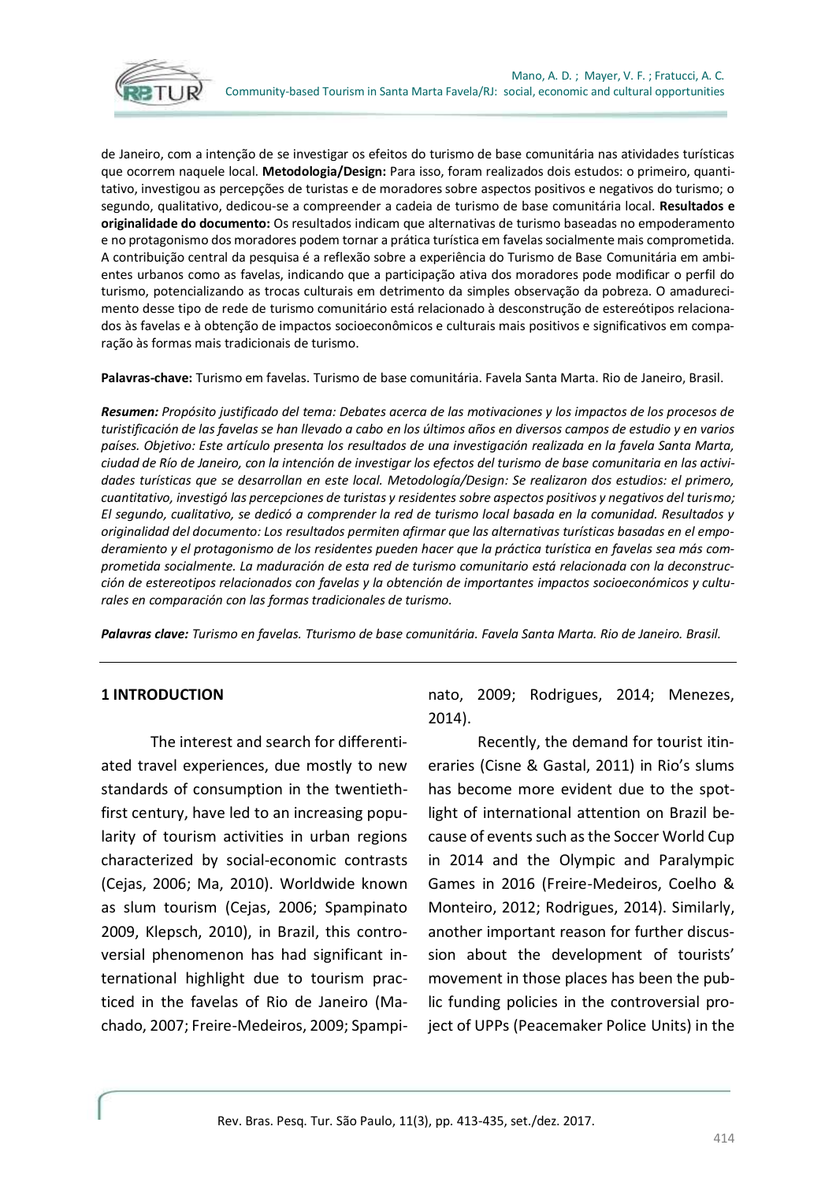de Janeiro, com a intenção de se investigar os efeitos do turismo de base comunitária nas atividades turísticas que ocorrem naquele local. **Metodologia/Design:** Para isso, foram realizados dois estudos: o primeiro, quantitativo, investigou as percepções de turistas e de moradores sobre aspectos positivos e negativos do turismo; o segundo, qualitativo, dedicou-se a compreender a cadeia de turismo de base comunitária local. **Resultados e originalidade do documento:** Os resultados indicam que alternativas de turismo baseadas no empoderamento e no protagonismo dos moradores podem tornar a prática turística em favelas socialmente mais comprometida. A contribuição central da pesquisa é a reflexão sobre a experiência do Turismo de Base Comunitária em ambientes urbanos como as favelas, indicando que a participação ativa dos moradores pode modificar o perfil do turismo, potencializando as trocas culturais em detrimento da simples observação da pobreza. O amadurecimento desse tipo de rede de turismo comunitário está relacionado à desconstrução de estereótipos relacionados às favelas e à obtenção de impactos socioeconômicos e culturais mais positivos e significativos em comparação às formas mais tradicionais de turismo.

**Palavras-chave:** Turismo em favelas. Turismo de base comunitária. Favela Santa Marta. Rio de Janeiro, Brasil.

***Resumen:*** *Propósito justificado del tema: Debates acerca de las motivaciones y los impactos de los procesos de turistificación de las favelas se han llevado a cabo en los últimos años en diversos campos de estudio y en varios países. Objetivo: Este artículo presenta los resultados de una investigación realizada en la favela Santa Marta, ciudad de Río de Janeiro, con la intención de investigar los efectos del turismo de base comunitaria en las actividades turísticas que se desarrollan en este local. Metodología/Design: Se realizaron dos estudios: el primero, cuantitativo, investigó las percepciones de turistas y residentes sobre aspectos positivos y negativos del turismo; El segundo, cualitativo, se dedicó a comprender la red de turismo local basada en la comunidad. Resultados y originalidad del documento: Los resultados permiten afirmar que las alternativas turísticas basadas en el empoderamiento y el protagonismo de los residentes pueden hacer que la práctica turística en favelas sea más comprometida socialmente. La maduración de esta red de turismo comunitario está relacionada con la deconstrucción de estereotipos relacionados con favelas y la obtención de importantes impactos socioeconómicos y culturales en comparación con las formas tradicionales de turismo.*

***Palavras clave:*** *Turismo en favelas. Tturismo de base comunitária. Favela Santa Marta. Rio de Janeiro. Brasil.*

---

## 1 INTRODUCTION

The interest and search for differentiated travel experiences, due mostly to new standards of consumption in the twentieth-first century, have led to an increasing popularity of tourism activities in urban regions characterized by social-economic contrasts (Cejas, 2006; Ma, 2010). Worldwide known as slum tourism (Cejas, 2006; Spampinato 2009, Klepsch, 2010), in Brazil, this controversial phenomenon has had significant international highlight due to tourism practiced in the favelas of Rio de Janeiro (Machado, 2007; Freire-Medeiros, 2009; Spampinato, 2009; Rodrigues, 2014; Menezes, 2014).

Recently, the demand for tourist itineraries (Cisne & Gastal, 2011) in Rio's slums has become more evident due to the spotlight of international attention on Brazil because of events such as the Soccer World Cup in 2014 and the Olympic and Paralympic Games in 2016 (Freire-Medeiros, Coelho & Monteiro, 2012; Rodrigues, 2014). Similarly, another important reason for further discussion about the development of tourists' movement in those places has been the public funding policies in the controversial project of UPPs (Peacemaker Police Units) in the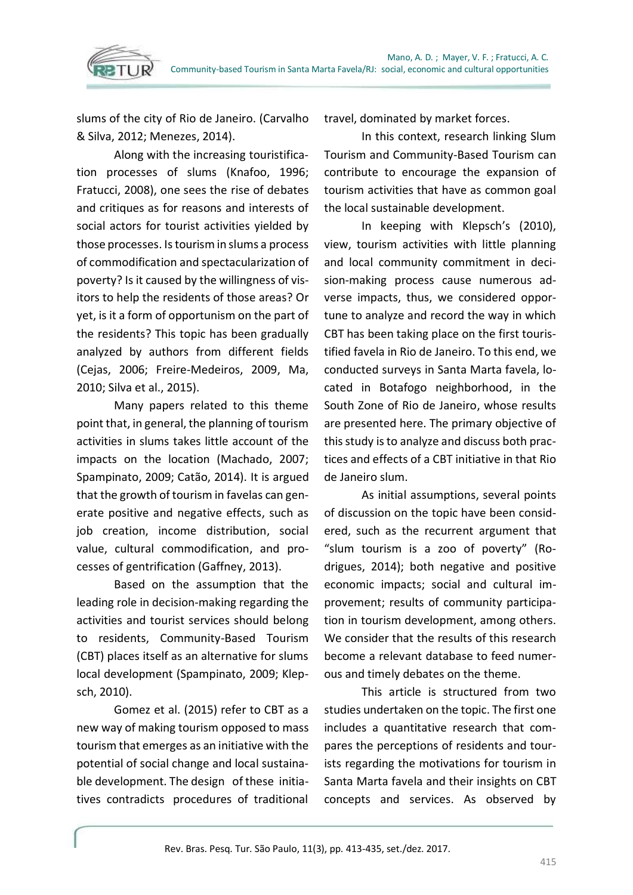slums of the city of Rio de Janeiro. (Carvalho & Silva, 2012; Menezes, 2014).

Along with the increasing touristification processes of slums (Knafoo, 1996; Fratucci, 2008), one sees the rise of debates and critiques as for reasons and interests of social actors for tourist activities yielded by those processes. Is tourism in slums a process of commodification and spectacularization of poverty? Is it caused by the willingness of visitors to help the residents of those areas? Or yet, is it a form of opportunism on the part of the residents? This topic has been gradually analyzed by authors from different fields (Cejas, 2006; Freire-Medeiros, 2009, Ma, 2010; Silva et al., 2015).

Many papers related to this theme point that, in general, the planning of tourism activities in slums takes little account of the impacts on the location (Machado, 2007; Spampinato, 2009; Catão, 2014). It is argued that the growth of tourism in favelas can generate positive and negative effects, such as job creation, income distribution, social value, cultural commodification, and processes of gentrification (Gaffney, 2013).

Based on the assumption that the leading role in decision-making regarding the activities and tourist services should belong to residents, Community-Based Tourism (CBT) places itself as an alternative for slums local development (Spampinato, 2009; Klepsch, 2010).

Gomez et al. (2015) refer to CBT as a new way of making tourism opposed to mass tourism that emerges as an initiative with the potential of social change and local sustainable development. The design of these initiatives contradicts procedures of traditional travel, dominated by market forces.

In this context, research linking Slum Tourism and Community-Based Tourism can contribute to encourage the expansion of tourism activities that have as common goal the local sustainable development.

In keeping with Klepsch's (2010), view, tourism activities with little planning and local community commitment in decision-making process cause numerous adverse impacts, thus, we considered opportune to analyze and record the way in which CBT has been taking place on the first touristified favela in Rio de Janeiro. To this end, we conducted surveys in Santa Marta favela, located in Botafogo neighborhood, in the South Zone of Rio de Janeiro, whose results are presented here. The primary objective of this study is to analyze and discuss both practices and effects of a CBT initiative in that Rio de Janeiro slum.

As initial assumptions, several points of discussion on the topic have been considered, such as the recurrent argument that "slum tourism is a zoo of poverty" (Rodrigues, 2014); both negative and positive economic impacts; social and cultural improvement; results of community participation in tourism development, among others. We consider that the results of this research become a relevant database to feed numerous and timely debates on the theme.

This article is structured from two studies undertaken on the topic. The first one includes a quantitative research that compares the perceptions of residents and tourists regarding the motivations for tourism in Santa Marta favela and their insights on CBT concepts and services. As observed by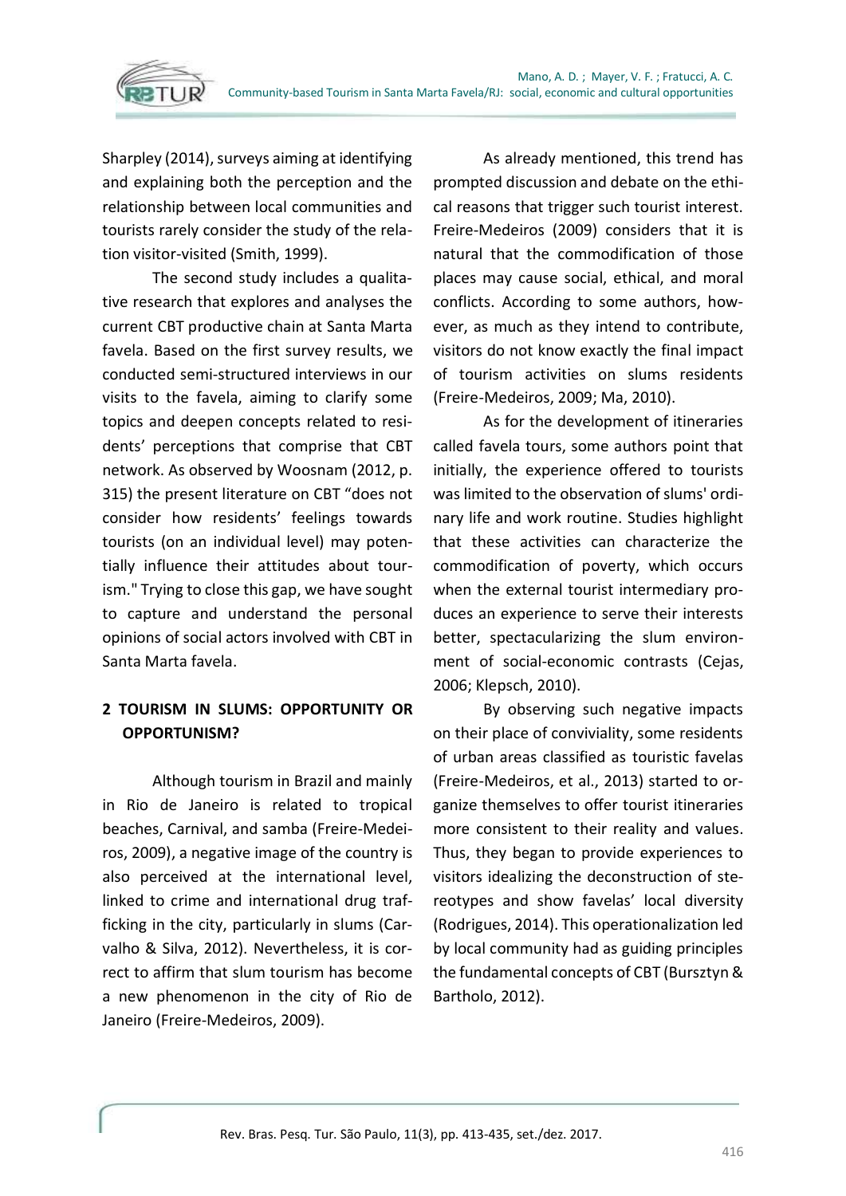Sharpley (2014), surveys aiming at identifying and explaining both the perception and the relationship between local communities and tourists rarely consider the study of the relation visitor-visited (Smith, 1999).

The second study includes a qualitative research that explores and analyses the current CBT productive chain at Santa Marta favela. Based on the first survey results, we conducted semi-structured interviews in our visits to the favela, aiming to clarify some topics and deepen concepts related to residents' perceptions that comprise that CBT network. As observed by Woosnam (2012, p. 315) the present literature on CBT "does not consider how residents' feelings towards tourists (on an individual level) may potentially influence their attitudes about tourism." Trying to close this gap, we have sought to capture and understand the personal opinions of social actors involved with CBT in Santa Marta favela.

## 2 TOURISM IN SLUMS: OPPORTUNITY OR OPPORTUNISM?

Although tourism in Brazil and mainly in Rio de Janeiro is related to tropical beaches, Carnival, and samba (Freire-Medeiros, 2009), a negative image of the country is also perceived at the international level, linked to crime and international drug trafficking in the city, particularly in slums (Carvalho & Silva, 2012). Nevertheless, it is correct to affirm that slum tourism has become a new phenomenon in the city of Rio de Janeiro (Freire-Medeiros, 2009).

As already mentioned, this trend has prompted discussion and debate on the ethical reasons that trigger such tourist interest. Freire-Medeiros (2009) considers that it is natural that the commodification of those places may cause social, ethical, and moral conflicts. According to some authors, however, as much as they intend to contribute, visitors do not know exactly the final impact of tourism activities on slums residents (Freire-Medeiros, 2009; Ma, 2010).

As for the development of itineraries called favela tours, some authors point that initially, the experience offered to tourists was limited to the observation of slums' ordinary life and work routine. Studies highlight that these activities can characterize the commodification of poverty, which occurs when the external tourist intermediary produces an experience to serve their interests better, spectacularizing the slum environment of social-economic contrasts (Cejas, 2006; Klepsch, 2010).

By observing such negative impacts on their place of conviviality, some residents of urban areas classified as touristic favelas (Freire-Medeiros, et al., 2013) started to organize themselves to offer tourist itineraries more consistent to their reality and values. Thus, they began to provide experiences to visitors idealizing the deconstruction of stereotypes and show favelas' local diversity (Rodrigues, 2014). This operationalization led by local community had as guiding principles the fundamental concepts of CBT (Bursztyn & Bartholo, 2012).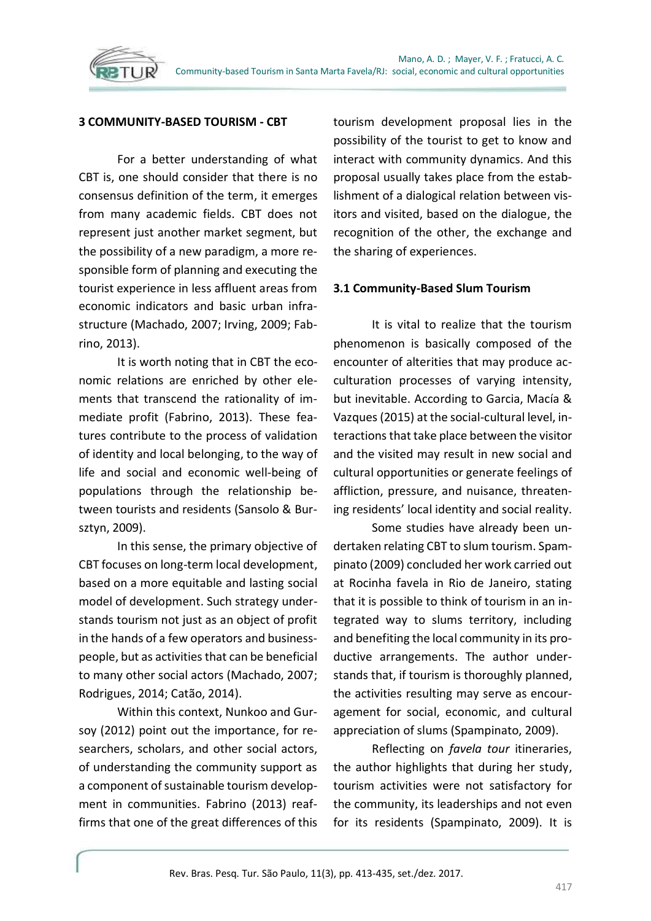## 3 COMMUNITY-BASED TOURISM - CBT

For a better understanding of what CBT is, one should consider that there is no consensus definition of the term, it emerges from many academic fields. CBT does not represent just another market segment, but the possibility of a new paradigm, a more responsible form of planning and executing the tourist experience in less affluent areas from economic indicators and basic urban infrastructure (Machado, 2007; Irving, 2009; Fabrino, 2013).

It is worth noting that in CBT the economic relations are enriched by other elements that transcend the rationality of immediate profit (Fabrino, 2013). These features contribute to the process of validation of identity and local belonging, to the way of life and social and economic well-being of populations through the relationship between tourists and residents (Sansolo & Bursztyn, 2009).

In this sense, the primary objective of CBT focuses on long-term local development, based on a more equitable and lasting social model of development. Such strategy understands tourism not just as an object of profit in the hands of a few operators and businesspeople, but as activities that can be beneficial to many other social actors (Machado, 2007; Rodrigues, 2014; Catão, 2014).

Within this context, Nunkoo and Gursoy (2012) point out the importance, for researchers, scholars, and other social actors, of understanding the community support as a component of sustainable tourism development in communities. Fabrino (2013) reaffirms that one of the great differences of this tourism development proposal lies in the possibility of the tourist to get to know and interact with community dynamics. And this proposal usually takes place from the establishment of a dialogical relation between visitors and visited, based on the dialogue, the recognition of the other, the exchange and the sharing of experiences.

### 3.1 Community-Based Slum Tourism

It is vital to realize that the tourism phenomenon is basically composed of the encounter of alterities that may produce acculturation processes of varying intensity, but inevitable. According to Garcia, Macía & Vazques (2015) at the social-cultural level, interactions that take place between the visitor and the visited may result in new social and cultural opportunities or generate feelings of affliction, pressure, and nuisance, threatening residents' local identity and social reality.

Some studies have already been undertaken relating CBT to slum tourism. Spampinato (2009) concluded her work carried out at Rocinha favela in Rio de Janeiro, stating that it is possible to think of tourism in an integrated way to slums territory, including and benefiting the local community in its productive arrangements. The author understands that, if tourism is thoroughly planned, the activities resulting may serve as encouragement for social, economic, and cultural appreciation of slums (Spampinato, 2009).

Reflecting on *favela tour* itineraries, the author highlights that during her study, tourism activities were not satisfactory for the community, its leaderships and not even for its residents (Spampinato, 2009). It is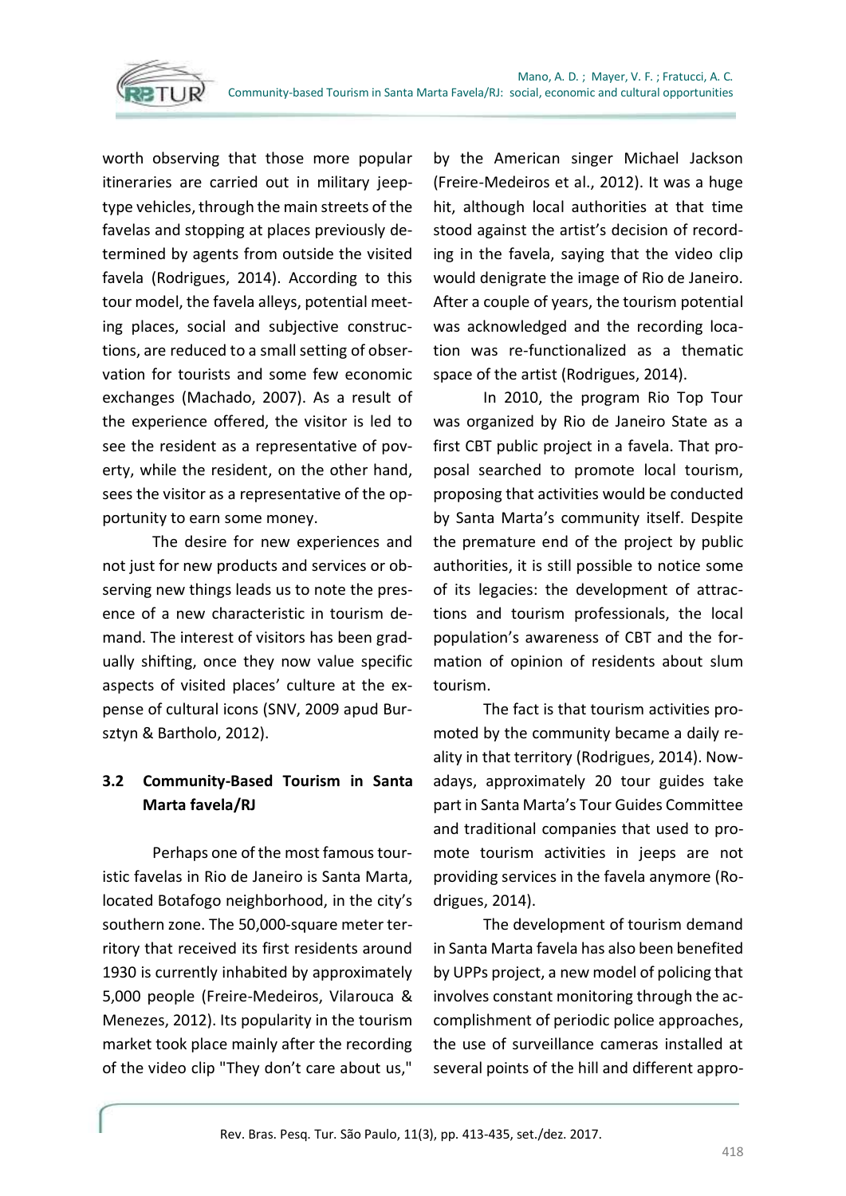worth observing that those more popular itineraries are carried out in military jeep-type vehicles, through the main streets of the favelas and stopping at places previously determined by agents from outside the visited favela (Rodrigues, 2014). According to this tour model, the favela alleys, potential meeting places, social and subjective constructions, are reduced to a small setting of observation for tourists and some few economic exchanges (Machado, 2007). As a result of the experience offered, the visitor is led to see the resident as a representative of poverty, while the resident, on the other hand, sees the visitor as a representative of the opportunity to earn some money.

The desire for new experiences and not just for new products and services or observing new things leads us to note the presence of a new characteristic in tourism demand. The interest of visitors has been gradually shifting, once they now value specific aspects of visited places' culture at the expense of cultural icons (SNV, 2009 apud Bursztyn & Bartholo, 2012).

### 3.2 Community-Based Tourism in Santa Marta favela/RJ

Perhaps one of the most famous touristic favelas in Rio de Janeiro is Santa Marta, located Botafogo neighborhood, in the city's southern zone. The 50,000-square meter territory that received its first residents around 1930 is currently inhabited by approximately 5,000 people (Freire-Medeiros, Vilarouca & Menezes, 2012). Its popularity in the tourism market took place mainly after the recording of the video clip "They don't care about us," by the American singer Michael Jackson (Freire-Medeiros et al., 2012). It was a huge hit, although local authorities at that time stood against the artist's decision of recording in the favela, saying that the video clip would denigrate the image of Rio de Janeiro. After a couple of years, the tourism potential was acknowledged and the recording location was re-functionalized as a thematic space of the artist (Rodrigues, 2014).

In 2010, the program Rio Top Tour was organized by Rio de Janeiro State as a first CBT public project in a favela. That proposal searched to promote local tourism, proposing that activities would be conducted by Santa Marta's community itself. Despite the premature end of the project by public authorities, it is still possible to notice some of its legacies: the development of attractions and tourism professionals, the local population's awareness of CBT and the formation of opinion of residents about slum tourism.

The fact is that tourism activities promoted by the community became a daily reality in that territory (Rodrigues, 2014). Nowadays, approximately 20 tour guides take part in Santa Marta's Tour Guides Committee and traditional companies that used to promote tourism activities in jeeps are not providing services in the favela anymore (Rodrigues, 2014).

The development of tourism demand in Santa Marta favela has also been benefited by UPPs project, a new model of policing that involves constant monitoring through the accomplishment of periodic police approaches, the use of surveillance cameras installed at several points of the hill and different appro-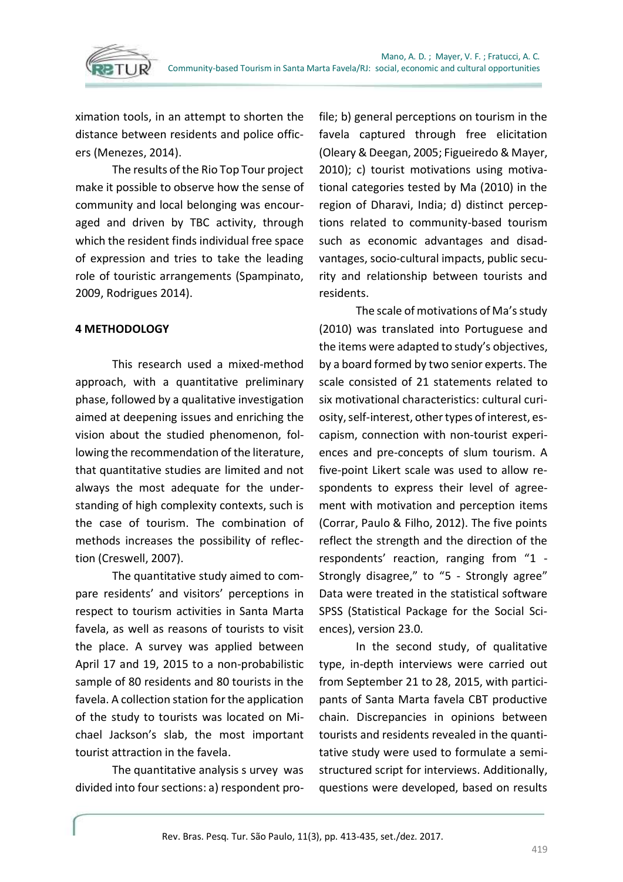ximation tools, in an attempt to shorten the distance between residents and police officers (Menezes, 2014).

The results of the Rio Top Tour project make it possible to observe how the sense of community and local belonging was encouraged and driven by TBC activity, through which the resident finds individual free space of expression and tries to take the leading role of touristic arrangements (Spampinato, 2009, Rodrigues 2014).

## 4 METHODOLOGY

This research used a mixed-method approach, with a quantitative preliminary phase, followed by a qualitative investigation aimed at deepening issues and enriching the vision about the studied phenomenon, following the recommendation of the literature, that quantitative studies are limited and not always the most adequate for the understanding of high complexity contexts, such is the case of tourism. The combination of methods increases the possibility of reflection (Creswell, 2007).

The quantitative study aimed to compare residents' and visitors' perceptions in respect to tourism activities in Santa Marta favela, as well as reasons of tourists to visit the place. A survey was applied between April 17 and 19, 2015 to a non-probabilistic sample of 80 residents and 80 tourists in the favela. A collection station for the application of the study to tourists was located on Michael Jackson's slab, the most important tourist attraction in the favela.

The quantitative analysis s urvey was divided into four sections: a) respondent profile; b) general perceptions on tourism in the favela captured through free elicitation (Oleary & Deegan, 2005; Figueiredo & Mayer, 2010); c) tourist motivations using motivational categories tested by Ma (2010) in the region of Dharavi, India; d) distinct perceptions related to community-based tourism such as economic advantages and disadvantages, socio-cultural impacts, public security and relationship between tourists and residents.

The scale of motivations of Ma's study (2010) was translated into Portuguese and the items were adapted to study's objectives, by a board formed by two senior experts. The scale consisted of 21 statements related to six motivational characteristics: cultural curiosity, self-interest, other types of interest, escapism, connection with non-tourist experiences and pre-concepts of slum tourism. A five-point Likert scale was used to allow respondents to express their level of agreement with motivation and perception items (Corrar, Paulo & Filho, 2012). The five points reflect the strength and the direction of the respondents' reaction, ranging from "1 - Strongly disagree," to "5 - Strongly agree" Data were treated in the statistical software SPSS (Statistical Package for the Social Sciences), version 23.0.

In the second study, of qualitative type, in-depth interviews were carried out from September 21 to 28, 2015, with participants of Santa Marta favela CBT productive chain. Discrepancies in opinions between tourists and residents revealed in the quantitative study were used to formulate a semi-structured script for interviews. Additionally, questions were developed, based on results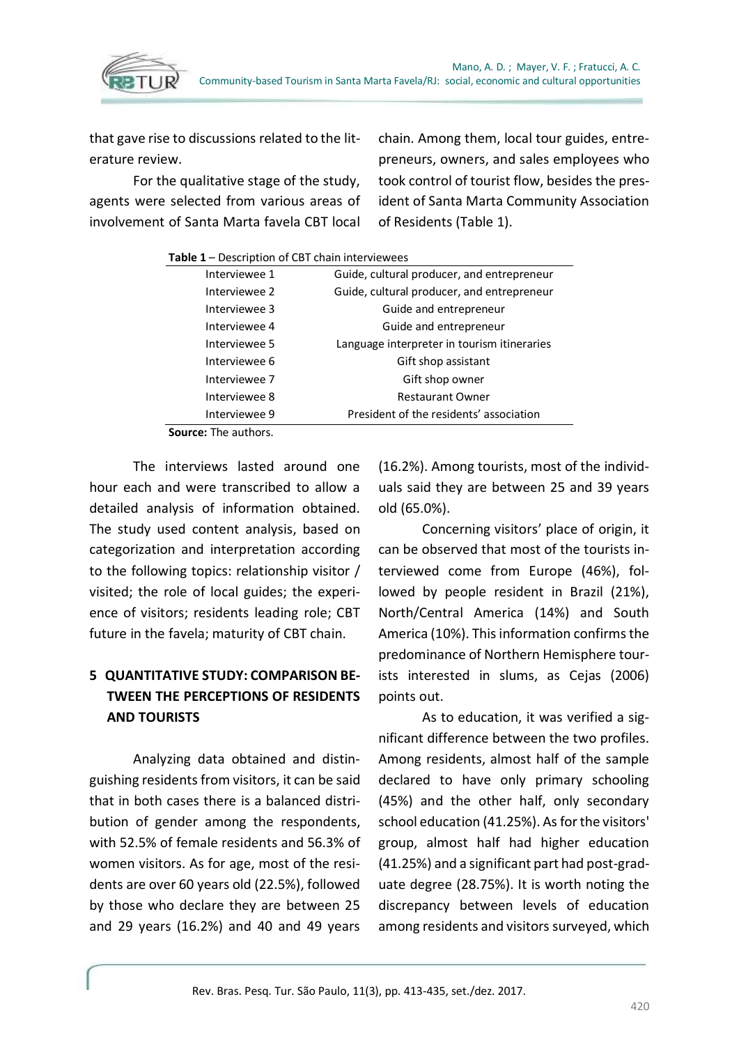that gave rise to discussions related to the literature review.

For the qualitative stage of the study, agents were selected from various areas of involvement of Santa Marta favela CBT local chain. Among them, local tour guides, entrepreneurs, owners, and sales employees who took control of tourist flow, besides the president of Santa Marta Community Association of Residents (Table 1).

**Table 1** – Description of CBT chain interviewees

| | |
|---|---|
| Interviewee 1 | Guide, cultural producer, and entrepreneur |
| Interviewee 2 | Guide, cultural producer, and entrepreneur |
| Interviewee 3 | Guide and entrepreneur |
| Interviewee 4 | Guide and entrepreneur |
| Interviewee 5 | Language interpreter in tourism itineraries |
| Interviewee 6 | Gift shop assistant |
| Interviewee 7 | Gift shop owner |
| Interviewee 8 | Restaurant Owner |
| Interviewee 9 | President of the residents' association |

**Source:** The authors.

The interviews lasted around one hour each and were transcribed to allow a detailed analysis of information obtained. The study used content analysis, based on categorization and interpretation according to the following topics: relationship visitor / visited; the role of local guides; the experience of visitors; residents leading role; CBT future in the favela; maturity of CBT chain.

## 5 QUANTITATIVE STUDY: COMPARISON BETWEEN THE PERCEPTIONS OF RESIDENTS AND TOURISTS

Analyzing data obtained and distinguishing residents from visitors, it can be said that in both cases there is a balanced distribution of gender among the respondents, with 52.5% of female residents and 56.3% of women visitors. As for age, most of the residents are over 60 years old (22.5%), followed by those who declare they are between 25 and 29 years (16.2%) and 40 and 49 years (16.2%). Among tourists, most of the individuals said they are between 25 and 39 years old (65.0%).

Concerning visitors' place of origin, it can be observed that most of the tourists interviewed come from Europe (46%), followed by people resident in Brazil (21%), North/Central America (14%) and South America (10%). This information confirms the predominance of Northern Hemisphere tourists interested in slums, as Cejas (2006) points out.

As to education, it was verified a significant difference between the two profiles. Among residents, almost half of the sample declared to have only primary schooling (45%) and the other half, only secondary school education (41.25%). As for the visitors' group, almost half had higher education (41.25%) and a significant part had post-graduate degree (28.75%). It is worth noting the discrepancy between levels of education among residents and visitors surveyed, which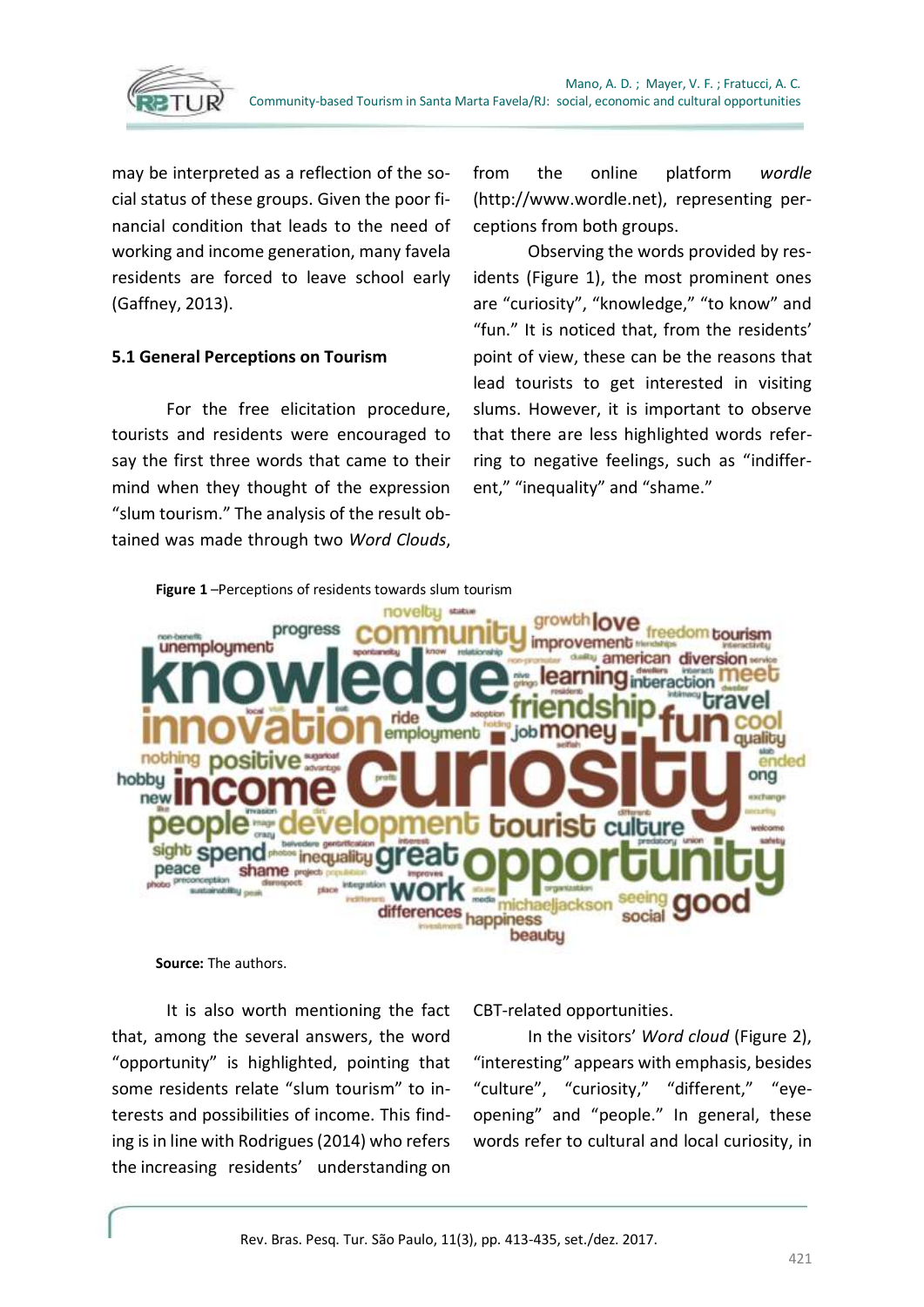may be interpreted as a reflection of the social status of these groups. Given the poor financial condition that leads to the need of working and income generation, many favela residents are forced to leave school early (Gaffney, 2013).

### 5.1 General Perceptions on Tourism

For the free elicitation procedure, tourists and residents were encouraged to say the first three words that came to their mind when they thought of the expression "slum tourism." The analysis of the result obtained was made through two *Word Clouds*, from the online platform *wordle* (http://www.wordle.net), representing perceptions from both groups.

Observing the words provided by residents (Figure 1), the most prominent ones are "curiosity", "knowledge," "to know" and "fun." It is noticed that, from the residents' point of view, these can be the reasons that lead tourists to get interested in visiting slums. However, it is important to observe that there are less highlighted words referring to negative feelings, such as "indifferent," "inequality" and "shame."

**Figure 1** –Perceptions of residents towards slum tourism

**Source:** The authors.

It is also worth mentioning the fact that, among the several answers, the word "opportunity" is highlighted, pointing that some residents relate "slum tourism" to interests and possibilities of income. This finding is in line with Rodrigues (2014) who refers the increasing residents' understanding on CBT-related opportunities.

In the visitors' *Word cloud* (Figure 2), "interesting" appears with emphasis, besides "culture", "curiosity," "different," "eye-opening" and "people." In general, these words refer to cultural and local curiosity, in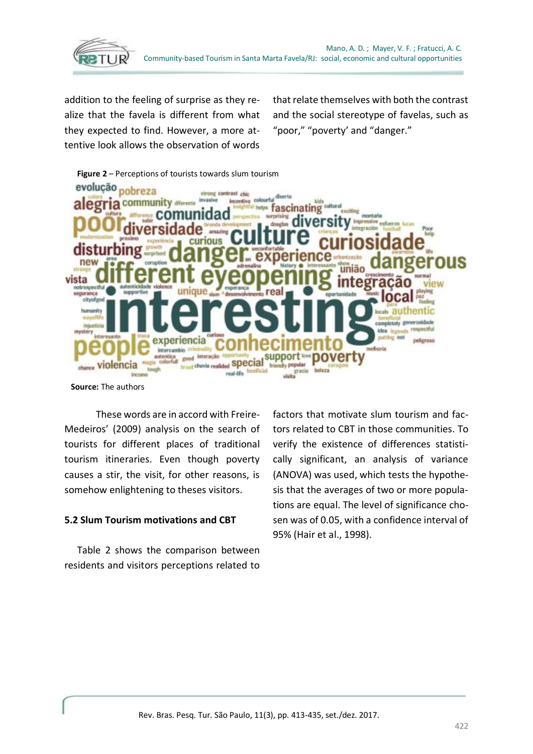addition to the feeling of surprise as they realize that the favela is different from what they expected to find. However, a more attentive look allows the observation of words that relate themselves with both the contrast and the social stereotype of favelas, such as "poor," "poverty' and "danger."

**Figure 2** – Perceptions of tourists towards slum tourism

**Source:** The authors

These words are in accord with Freire-Medeiros' (2009) analysis on the search of tourists for different places of traditional tourism itineraries. Even though poverty causes a stir, the visit, for other reasons, is somehow enlightening to theses visitors.

### 5.2 Slum Tourism motivations and CBT

Table 2 shows the comparison between residents and visitors perceptions related to factors that motivate slum tourism and factors related to CBT in those communities. To verify the existence of differences statistically significant, an analysis of variance (ANOVA) was used, which tests the hypothesis that the averages of two or more populations are equal. The level of significance chosen was of 0.05, with a confidence interval of 95% (Hair et al., 1998).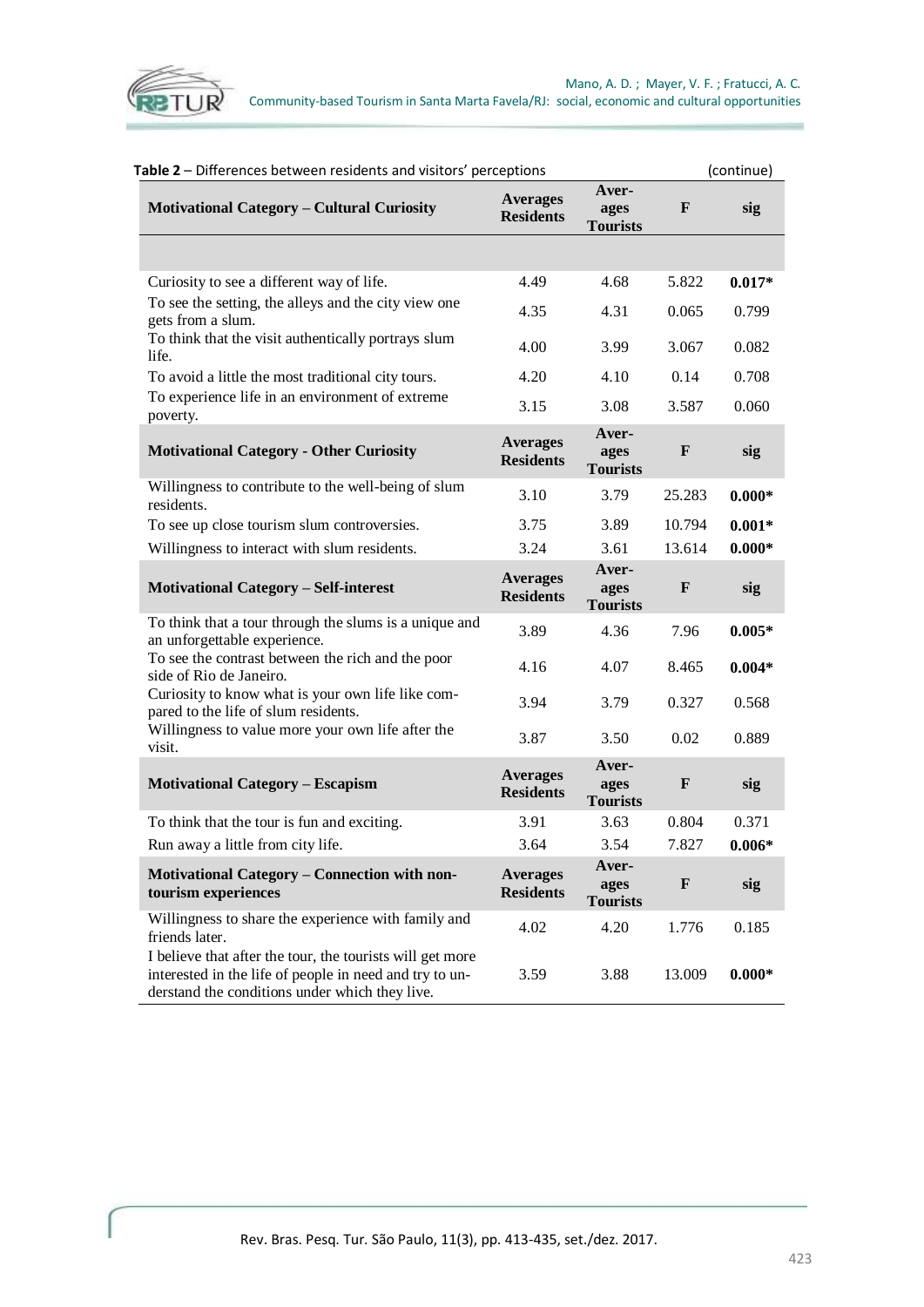**Table 2** – Differences between residents and visitors' perceptions (continue)

| Motivational Category – Cultural Curiosity | Averages Residents | Aver-ages Tourists | F | sig |
|---|---|---|---|---|
| Curiosity to see a different way of life. | 4.49 | 4.68 | 5.822 | **0.017*** |
| To see the setting, the alleys and the city view one gets from a slum. | 4.35 | 4.31 | 0.065 | 0.799 |
| To think that the visit authentically portrays slum life. | 4.00 | 3.99 | 3.067 | 0.082 |
| To avoid a little the most traditional city tours. | 4.20 | 4.10 | 0.14 | 0.708 |
| To experience life in an environment of extreme poverty. | 3.15 | 3.08 | 3.587 | 0.060 |
| **Motivational Category - Other Curiosity** | **Averages Residents** | **Aver-ages Tourists** | **F** | **sig** |
| Willingness to contribute to the well-being of slum residents. | 3.10 | 3.79 | 25.283 | **0.000*** |
| To see up close tourism slum controversies. | 3.75 | 3.89 | 10.794 | **0.001*** |
| Willingness to interact with slum residents. | 3.24 | 3.61 | 13.614 | **0.000*** |
| **Motivational Category – Self-interest** | **Averages Residents** | **Aver-ages Tourists** | **F** | **sig** |
| To think that a tour through the slums is a unique and an unforgettable experience. | 3.89 | 4.36 | 7.96 | **0.005*** |
| To see the contrast between the rich and the poor side of Rio de Janeiro. | 4.16 | 4.07 | 8.465 | **0.004*** |
| Curiosity to know what is your own life like compared to the life of slum residents. | 3.94 | 3.79 | 0.327 | 0.568 |
| Willingness to value more your own life after the visit. | 3.87 | 3.50 | 0.02 | 0.889 |
| **Motivational Category – Escapism** | **Averages Residents** | **Aver-ages Tourists** | **F** | **sig** |
| To think that the tour is fun and exciting. | 3.91 | 3.63 | 0.804 | 0.371 |
| Run away a little from city life. | 3.64 | 3.54 | 7.827 | **0.006*** |
| **Motivational Category – Connection with non-tourism experiences** | **Averages Residents** | **Aver-ages Tourists** | **F** | **sig** |
| Willingness to share the experience with family and friends later. | 4.02 | 4.20 | 1.776 | 0.185 |
| I believe that after the tour, the tourists will get more interested in the life of people in need and try to understand the conditions under which they live. | 3.59 | 3.88 | 13.009 | **0.000*** |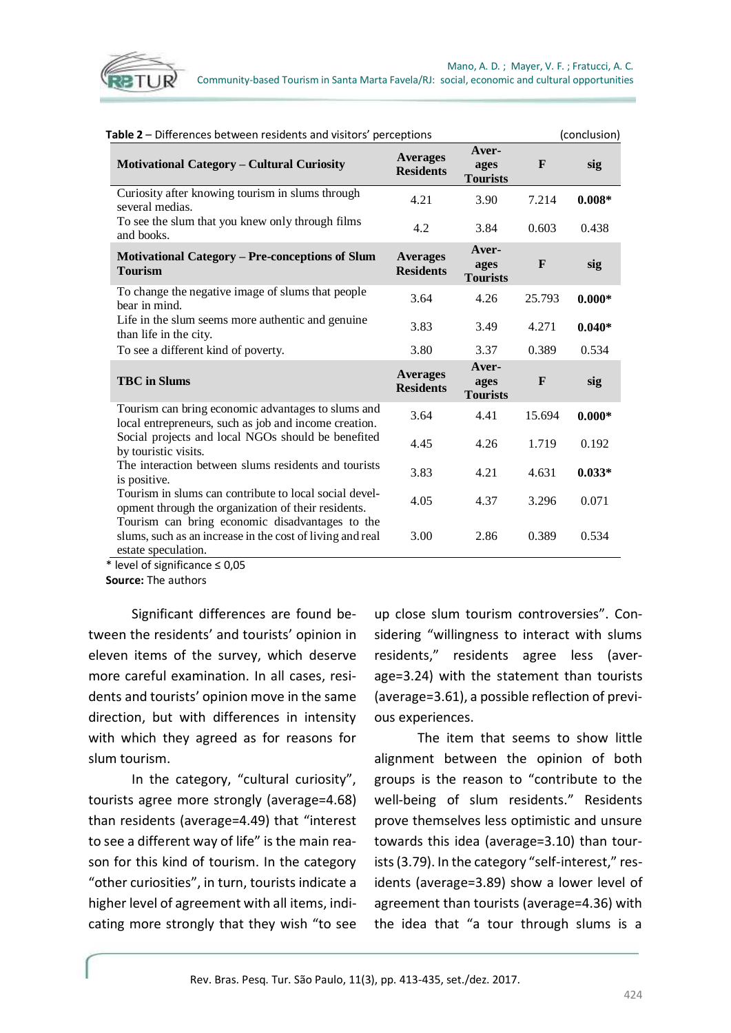**Table 2** – Differences between residents and visitors' perceptions (conclusion)

| Motivational Category – Cultural Curiosity | Averages Residents | Averages Tourists | F | sig |
|---|---|---|---|---|
| Curiosity after knowing tourism in slums through several medias. | 4.21 | 3.90 | 7.214 | **0.008*** |
| To see the slum that you knew only through films and books. | 4.2 | 3.84 | 0.603 | 0.438 |
| **Motivational Category – Pre-conceptions of Slum Tourism** | **Averages Residents** | **Averages Tourists** | **F** | **sig** |
| To change the negative image of slums that people bear in mind. | 3.64 | 4.26 | 25.793 | **0.000*** |
| Life in the slum seems more authentic and genuine than life in the city. | 3.83 | 3.49 | 4.271 | **0.040*** |
| To see a different kind of poverty. | 3.80 | 3.37 | 0.389 | 0.534 |
| **TBC in Slums** | **Averages Residents** | **Averages Tourists** | **F** | **sig** |
| Tourism can bring economic advantages to slums and local entrepreneurs, such as job and income creation. | 3.64 | 4.41 | 15.694 | **0.000*** |
| Social projects and local NGOs should be benefited by touristic visits. | 4.45 | 4.26 | 1.719 | 0.192 |
| The interaction between slums residents and tourists is positive. | 3.83 | 4.21 | 4.631 | **0.033*** |
| Tourism in slums can contribute to local social development through the organization of their residents. | 4.05 | 4.37 | 3.296 | 0.071 |
| Tourism can bring economic disadvantages to the slums, such as an increase in the cost of living and real estate speculation. | 3.00 | 2.86 | 0.389 | 0.534 |

* level of significance ≤ 0,05

**Source:** The authors

Significant differences are found between the residents' and tourists' opinion in eleven items of the survey, which deserve more careful examination. In all cases, residents and tourists' opinion move in the same direction, but with differences in intensity with which they agreed as for reasons for slum tourism.

In the category, "cultural curiosity", tourists agree more strongly (average=4.68) than residents (average=4.49) that "interest to see a different way of life" is the main reason for this kind of tourism. In the category "other curiosities", in turn, tourists indicate a higher level of agreement with all items, indicating more strongly that they wish "to see up close slum tourism controversies". Considering "willingness to interact with slums residents," residents agree less (average=3.24) with the statement than tourists (average=3.61), a possible reflection of previous experiences.

The item that seems to show little alignment between the opinion of both groups is the reason to "contribute to the well-being of slum residents." Residents prove themselves less optimistic and unsure towards this idea (average=3.10) than tourists (3.79). In the category "self-interest," residents (average=3.89) show a lower level of agreement than tourists (average=4.36) with the idea that "a tour through slums is a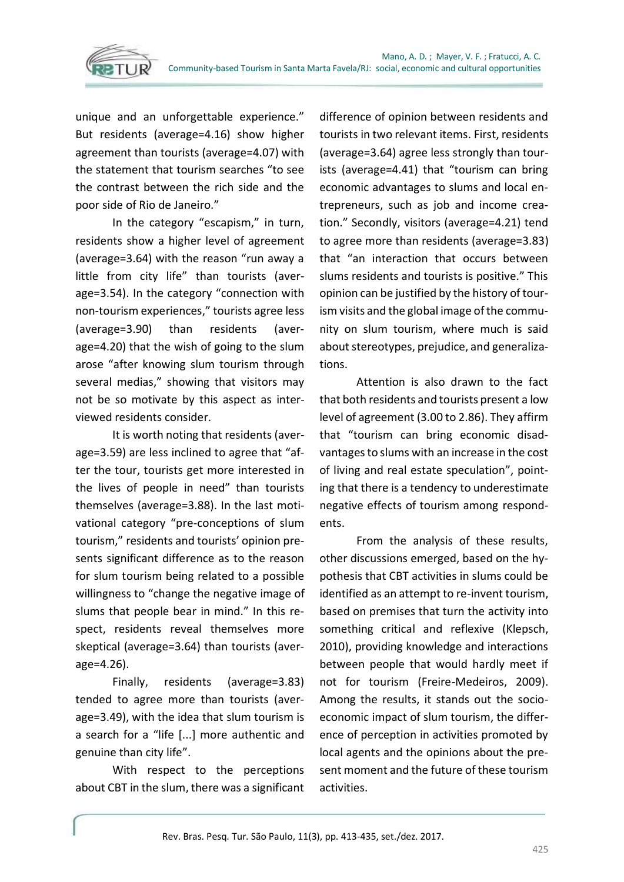unique and an unforgettable experience." But residents (average=4.16) show higher agreement than tourists (average=4.07) with the statement that tourism searches "to see the contrast between the rich side and the poor side of Rio de Janeiro."

In the category "escapism," in turn, residents show a higher level of agreement (average=3.64) with the reason "run away a little from city life" than tourists (average=3.54). In the category "connection with non-tourism experiences," tourists agree less (average=3.90) than residents (average=4.20) that the wish of going to the slum arose "after knowing slum tourism through several medias," showing that visitors may not be so motivate by this aspect as interviewed residents consider.

It is worth noting that residents (average=3.59) are less inclined to agree that "after the tour, tourists get more interested in the lives of people in need" than tourists themselves (average=3.88). In the last motivational category "pre-conceptions of slum tourism," residents and tourists' opinion presents significant difference as to the reason for slum tourism being related to a possible willingness to "change the negative image of slums that people bear in mind." In this respect, residents reveal themselves more skeptical (average=3.64) than tourists (average=4.26).

Finally, residents (average=3.83) tended to agree more than tourists (average=3.49), with the idea that slum tourism is a search for a "life [...] more authentic and genuine than city life".

With respect to the perceptions about CBT in the slum, there was a significant difference of opinion between residents and tourists in two relevant items. First, residents (average=3.64) agree less strongly than tourists (average=4.41) that "tourism can bring economic advantages to slums and local entrepreneurs, such as job and income creation." Secondly, visitors (average=4.21) tend to agree more than residents (average=3.83) that "an interaction that occurs between slums residents and tourists is positive." This opinion can be justified by the history of tourism visits and the global image of the community on slum tourism, where much is said about stereotypes, prejudice, and generalizations.

Attention is also drawn to the fact that both residents and tourists present a low level of agreement (3.00 to 2.86). They affirm that "tourism can bring economic disadvantages to slums with an increase in the cost of living and real estate speculation", pointing that there is a tendency to underestimate negative effects of tourism among respondents.

From the analysis of these results, other discussions emerged, based on the hypothesis that CBT activities in slums could be identified as an attempt to re-invent tourism, based on premises that turn the activity into something critical and reflexive (Klepsch, 2010), providing knowledge and interactions between people that would hardly meet if not for tourism (Freire-Medeiros, 2009). Among the results, it stands out the socio-economic impact of slum tourism, the difference of perception in activities promoted by local agents and the opinions about the present moment and the future of these tourism activities.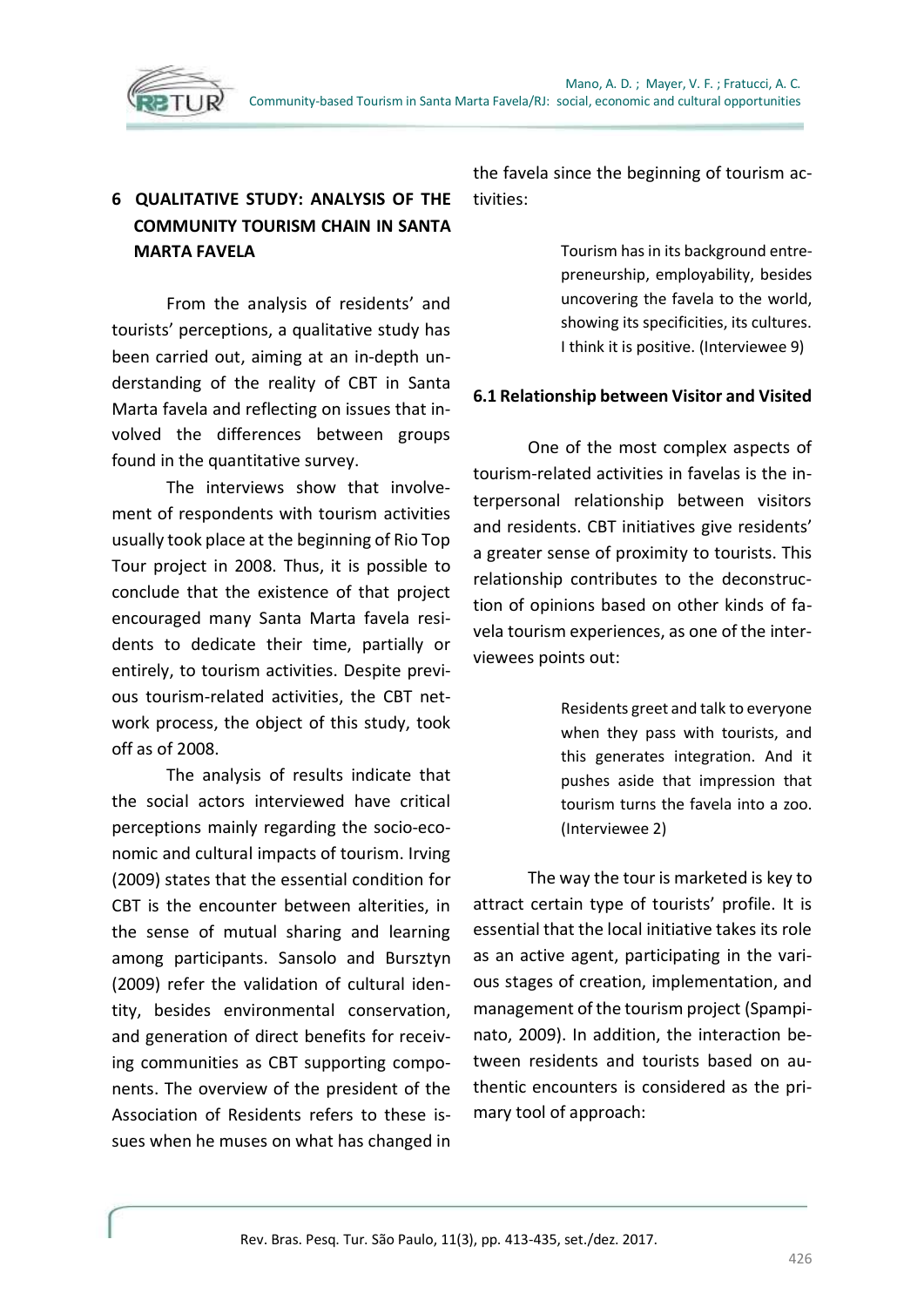## 6 QUALITATIVE STUDY: ANALYSIS OF THE COMMUNITY TOURISM CHAIN IN SANTA MARTA FAVELA

From the analysis of residents' and tourists' perceptions, a qualitative study has been carried out, aiming at an in-depth understanding of the reality of CBT in Santa Marta favela and reflecting on issues that involved the differences between groups found in the quantitative survey.

The interviews show that involvement of respondents with tourism activities usually took place at the beginning of Rio Top Tour project in 2008. Thus, it is possible to conclude that the existence of that project encouraged many Santa Marta favela residents to dedicate their time, partially or entirely, to tourism activities. Despite previous tourism-related activities, the CBT network process, the object of this study, took off as of 2008.

The analysis of results indicate that the social actors interviewed have critical perceptions mainly regarding the socio-economic and cultural impacts of tourism. Irving (2009) states that the essential condition for CBT is the encounter between alterities, in the sense of mutual sharing and learning among participants. Sansolo and Bursztyn (2009) refer the validation of cultural identity, besides environmental conservation, and generation of direct benefits for receiving communities as CBT supporting components. The overview of the president of the Association of Residents refers to these issues when he muses on what has changed in the favela since the beginning of tourism activities:

> Tourism has in its background entrepreneurship, employability, besides uncovering the favela to the world, showing its specificities, its cultures. I think it is positive. (Interviewee 9)

### 6.1 Relationship between Visitor and Visited

One of the most complex aspects of tourism-related activities in favelas is the interpersonal relationship between visitors and residents. CBT initiatives give residents' a greater sense of proximity to tourists. This relationship contributes to the deconstruction of opinions based on other kinds of favela tourism experiences, as one of the interviewees points out:

> Residents greet and talk to everyone when they pass with tourists, and this generates integration. And it pushes aside that impression that tourism turns the favela into a zoo. (Interviewee 2)

The way the tour is marketed is key to attract certain type of tourists' profile. It is essential that the local initiative takes its role as an active agent, participating in the various stages of creation, implementation, and management of the tourism project (Spampinato, 2009). In addition, the interaction between residents and tourists based on authentic encounters is considered as the primary tool of approach: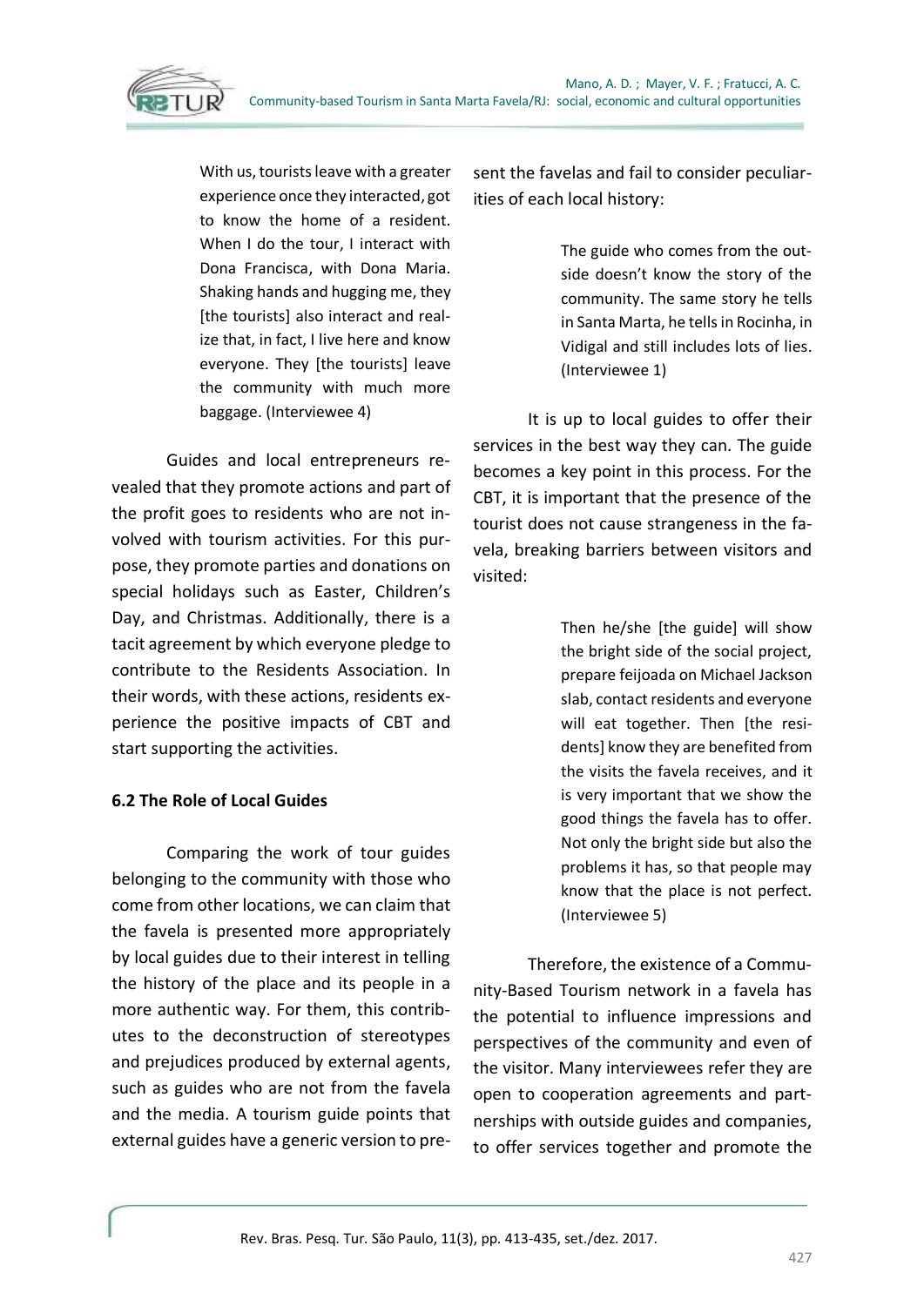> With us, tourists leave with a greater experience once they interacted, got to know the home of a resident. When I do the tour, I interact with Dona Francisca, with Dona Maria. Shaking hands and hugging me, they [the tourists] also interact and realize that, in fact, I live here and know everyone. They [the tourists] leave the community with much more baggage. (Interviewee 4)

Guides and local entrepreneurs revealed that they promote actions and part of the profit goes to residents who are not involved with tourism activities. For this purpose, they promote parties and donations on special holidays such as Easter, Children's Day, and Christmas. Additionally, there is a tacit agreement by which everyone pledge to contribute to the Residents Association. In their words, with these actions, residents experience the positive impacts of CBT and start supporting the activities.

### 6.2 The Role of Local Guides

Comparing the work of tour guides belonging to the community with those who come from other locations, we can claim that the favela is presented more appropriately by local guides due to their interest in telling the history of the place and its people in a more authentic way. For them, this contributes to the deconstruction of stereotypes and prejudices produced by external agents, such as guides who are not from the favela and the media. A tourism guide points that external guides have a generic version to present the favelas and fail to consider peculiarities of each local history:

> The guide who comes from the outside doesn't know the story of the community. The same story he tells in Santa Marta, he tells in Rocinha, in Vidigal and still includes lots of lies. (Interviewee 1)

It is up to local guides to offer their services in the best way they can. The guide becomes a key point in this process. For the CBT, it is important that the presence of the tourist does not cause strangeness in the favela, breaking barriers between visitors and visited:

> Then he/she [the guide] will show the bright side of the social project, prepare feijoada on Michael Jackson slab, contact residents and everyone will eat together. Then [the residents] know they are benefited from the visits the favela receives, and it is very important that we show the good things the favela has to offer. Not only the bright side but also the problems it has, so that people may know that the place is not perfect. (Interviewee 5)

Therefore, the existence of a Community-Based Tourism network in a favela has the potential to influence impressions and perspectives of the community and even of the visitor. Many interviewees refer they are open to cooperation agreements and partnerships with outside guides and companies, to offer services together and promote the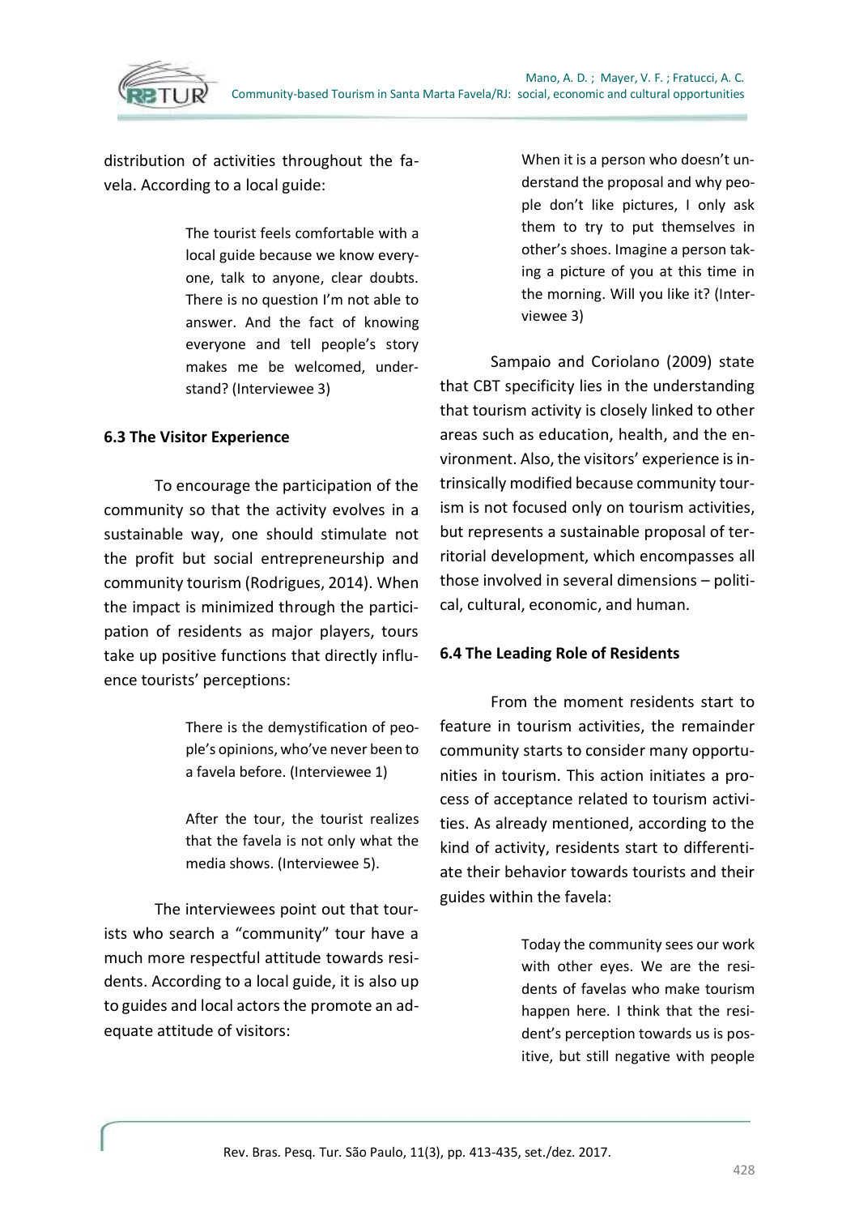distribution of activities throughout the favela. According to a local guide:

> The tourist feels comfortable with a local guide because we know everyone, talk to anyone, clear doubts. There is no question I'm not able to answer. And the fact of knowing everyone and tell people's story makes me be welcomed, understand? (Interviewee 3)

### 6.3 The Visitor Experience

To encourage the participation of the community so that the activity evolves in a sustainable way, one should stimulate not the profit but social entrepreneurship and community tourism (Rodrigues, 2014). When the impact is minimized through the participation of residents as major players, tours take up positive functions that directly influence tourists' perceptions:

> There is the demystification of people's opinions, who've never been to a favela before. (Interviewee 1)

> After the tour, the tourist realizes that the favela is not only what the media shows. (Interviewee 5).

The interviewees point out that tourists who search a "community" tour have a much more respectful attitude towards residents. According to a local guide, it is also up to guides and local actors the promote an adequate attitude of visitors:

> When it is a person who doesn't understand the proposal and why people don't like pictures, I only ask them to try to put themselves in other's shoes. Imagine a person taking a picture of you at this time in the morning. Will you like it? (Interviewee 3)

Sampaio and Coriolano (2009) state that CBT specificity lies in the understanding that tourism activity is closely linked to other areas such as education, health, and the environment. Also, the visitors' experience is intrinsically modified because community tourism is not focused only on tourism activities, but represents a sustainable proposal of territorial development, which encompasses all those involved in several dimensions – political, cultural, economic, and human.

### 6.4 The Leading Role of Residents

From the moment residents start to feature in tourism activities, the remainder community starts to consider many opportunities in tourism. This action initiates a process of acceptance related to tourism activities. As already mentioned, according to the kind of activity, residents start to differentiate their behavior towards tourists and their guides within the favela:

> Today the community sees our work with other eyes. We are the residents of favelas who make tourism happen here. I think that the resident's perception towards us is positive, but still negative with people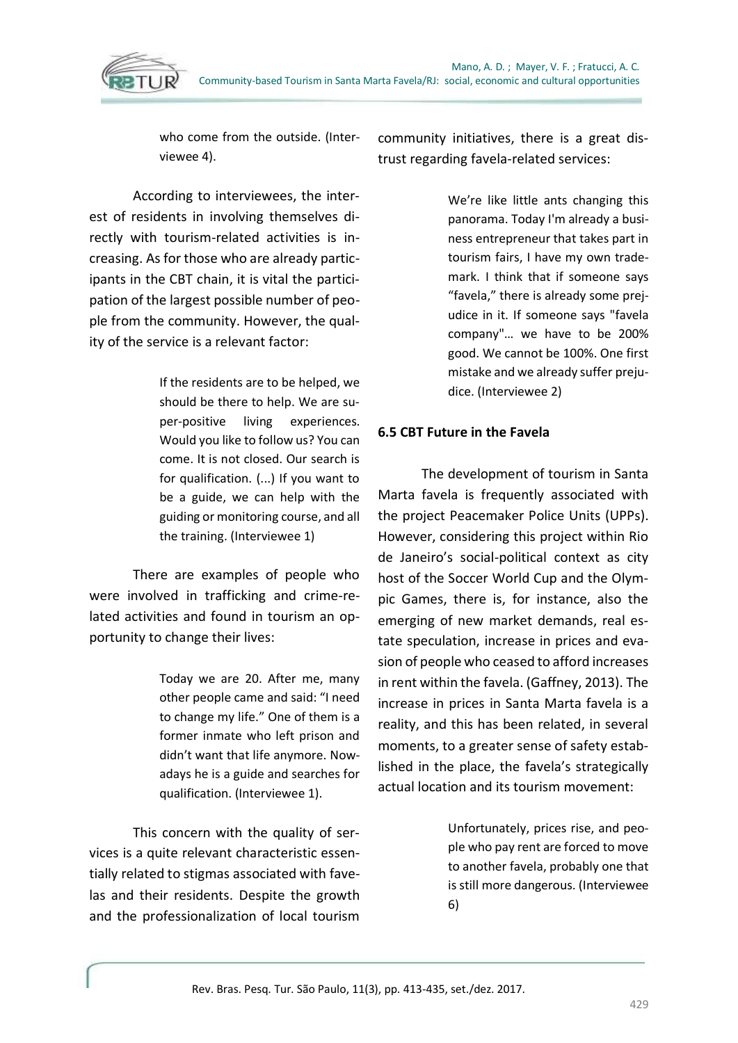> who come from the outside. (Interviewee 4).

According to interviewees, the interest of residents in involving themselves directly with tourism-related activities is increasing. As for those who are already participants in the CBT chain, it is vital the participation of the largest possible number of people from the community. However, the quality of the service is a relevant factor:

> If the residents are to be helped, we should be there to help. We are super-positive living experiences. Would you like to follow us? You can come. It is not closed. Our search is for qualification. (...) If you want to be a guide, we can help with the guiding or monitoring course, and all the training. (Interviewee 1)

There are examples of people who were involved in trafficking and crime-related activities and found in tourism an opportunity to change their lives:

> Today we are 20. After me, many other people came and said: "I need to change my life." One of them is a former inmate who left prison and didn't want that life anymore. Nowadays he is a guide and searches for qualification. (Interviewee 1).

This concern with the quality of services is a quite relevant characteristic essentially related to stigmas associated with favelas and their residents. Despite the growth and the professionalization of local tourism community initiatives, there is a great distrust regarding favela-related services:

> We're like little ants changing this panorama. Today I'm already a business entrepreneur that takes part in tourism fairs, I have my own trademark. I think that if someone says "favela," there is already some prejudice in it. If someone says "favela company"… we have to be 200% good. We cannot be 100%. One first mistake and we already suffer prejudice. (Interviewee 2)

### 6.5 CBT Future in the Favela

The development of tourism in Santa Marta favela is frequently associated with the project Peacemaker Police Units (UPPs). However, considering this project within Rio de Janeiro's social-political context as city host of the Soccer World Cup and the Olympic Games, there is, for instance, also the emerging of new market demands, real estate speculation, increase in prices and evasion of people who ceased to afford increases in rent within the favela. (Gaffney, 2013). The increase in prices in Santa Marta favela is a reality, and this has been related, in several moments, to a greater sense of safety established in the place, the favela's strategically actual location and its tourism movement:

> Unfortunately, prices rise, and people who pay rent are forced to move to another favela, probably one that is still more dangerous. (Interviewee 6)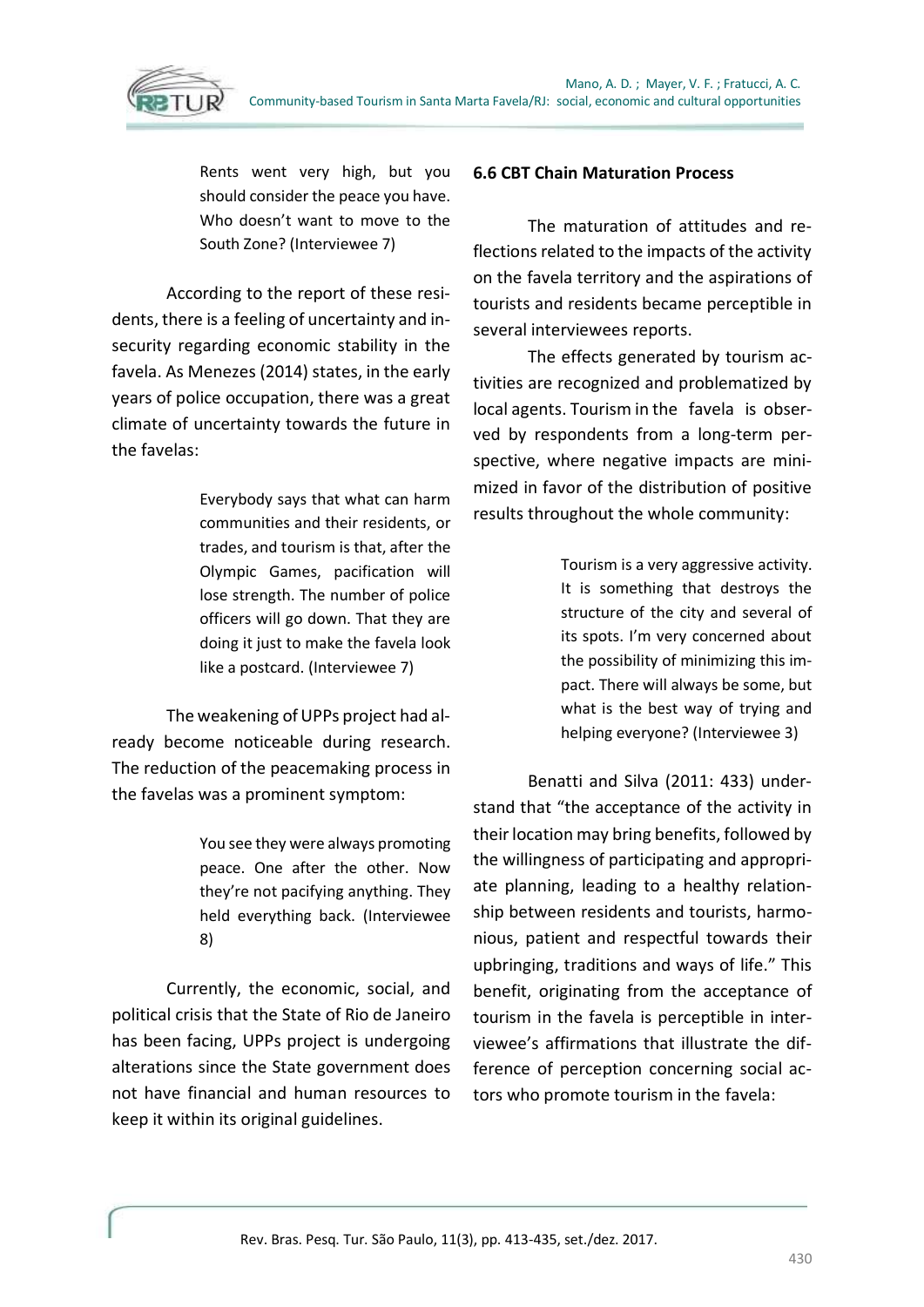> Rents went very high, but you should consider the peace you have. Who doesn't want to move to the South Zone? (Interviewee 7)

According to the report of these residents, there is a feeling of uncertainty and insecurity regarding economic stability in the favela. As Menezes (2014) states, in the early years of police occupation, there was a great climate of uncertainty towards the future in the favelas:

> Everybody says that what can harm communities and their residents, or trades, and tourism is that, after the Olympic Games, pacification will lose strength. The number of police officers will go down. That they are doing it just to make the favela look like a postcard. (Interviewee 7)

The weakening of UPPs project had already become noticeable during research. The reduction of the peacemaking process in the favelas was a prominent symptom:

> You see they were always promoting peace. One after the other. Now they're not pacifying anything. They held everything back. (Interviewee 8)

Currently, the economic, social, and political crisis that the State of Rio de Janeiro has been facing, UPPs project is undergoing alterations since the State government does not have financial and human resources to keep it within its original guidelines.

### 6.6 CBT Chain Maturation Process

The maturation of attitudes and reflections related to the impacts of the activity on the favela territory and the aspirations of tourists and residents became perceptible in several interviewees reports.

The effects generated by tourism activities are recognized and problematized by local agents. Tourism in the favela is observed by respondents from a long-term perspective, where negative impacts are minimized in favor of the distribution of positive results throughout the whole community:

> Tourism is a very aggressive activity. It is something that destroys the structure of the city and several of its spots. I'm very concerned about the possibility of minimizing this impact. There will always be some, but what is the best way of trying and helping everyone? (Interviewee 3)

Benatti and Silva (2011: 433) understand that "the acceptance of the activity in their location may bring benefits, followed by the willingness of participating and appropriate planning, leading to a healthy relationship between residents and tourists, harmonious, patient and respectful towards their upbringing, traditions and ways of life." This benefit, originating from the acceptance of tourism in the favela is perceptible in interviewee's affirmations that illustrate the difference of perception concerning social actors who promote tourism in the favela: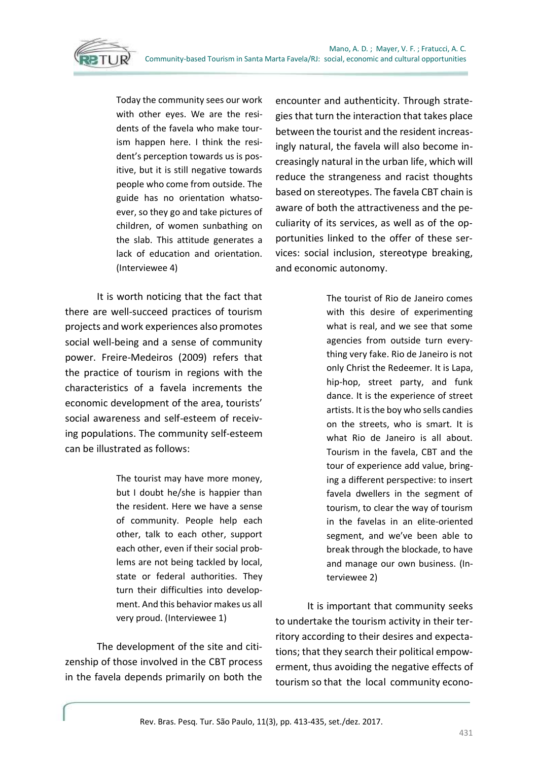> Today the community sees our work with other eyes. We are the residents of the favela who make tourism happen here. I think the resident's perception towards us is positive, but it is still negative towards people who come from outside. The guide has no orientation whatsoever, so they go and take pictures of children, of women sunbathing on the slab. This attitude generates a lack of education and orientation. (Interviewee 4)

It is worth noticing that the fact that there are well-succeed practices of tourism projects and work experiences also promotes social well-being and a sense of community power. Freire-Medeiros (2009) refers that the practice of tourism in regions with the characteristics of a favela increments the economic development of the area, tourists' social awareness and self-esteem of receiving populations. The community self-esteem can be illustrated as follows:

> The tourist may have more money, but I doubt he/she is happier than the resident. Here we have a sense of community. People help each other, talk to each other, support each other, even if their social problems are not being tackled by local, state or federal authorities. They turn their difficulties into development. And this behavior makes us all very proud. (Interviewee 1)

The development of the site and citizenship of those involved in the CBT process in the favela depends primarily on both the encounter and authenticity. Through strategies that turn the interaction that takes place between the tourist and the resident increasingly natural, the favela will also become increasingly natural in the urban life, which will reduce the strangeness and racist thoughts based on stereotypes. The favela CBT chain is aware of both the attractiveness and the peculiarity of its services, as well as of the opportunities linked to the offer of these services: social inclusion, stereotype breaking, and economic autonomy.

> The tourist of Rio de Janeiro comes with this desire of experimenting what is real, and we see that some agencies from outside turn everything very fake. Rio de Janeiro is not only Christ the Redeemer. It is Lapa, hip-hop, street party, and funk dance. It is the experience of street artists. It is the boy who sells candies on the streets, who is smart. It is what Rio de Janeiro is all about. Tourism in the favela, CBT and the tour of experience add value, bringing a different perspective: to insert favela dwellers in the segment of tourism, to clear the way of tourism in the favelas in an elite-oriented segment, and we've been able to break through the blockade, to have and manage our own business. (Interviewee 2)

It is important that community seeks to undertake the tourism activity in their territory according to their desires and expectations; that they search their political empowerment, thus avoiding the negative effects of tourism so that the local community econo-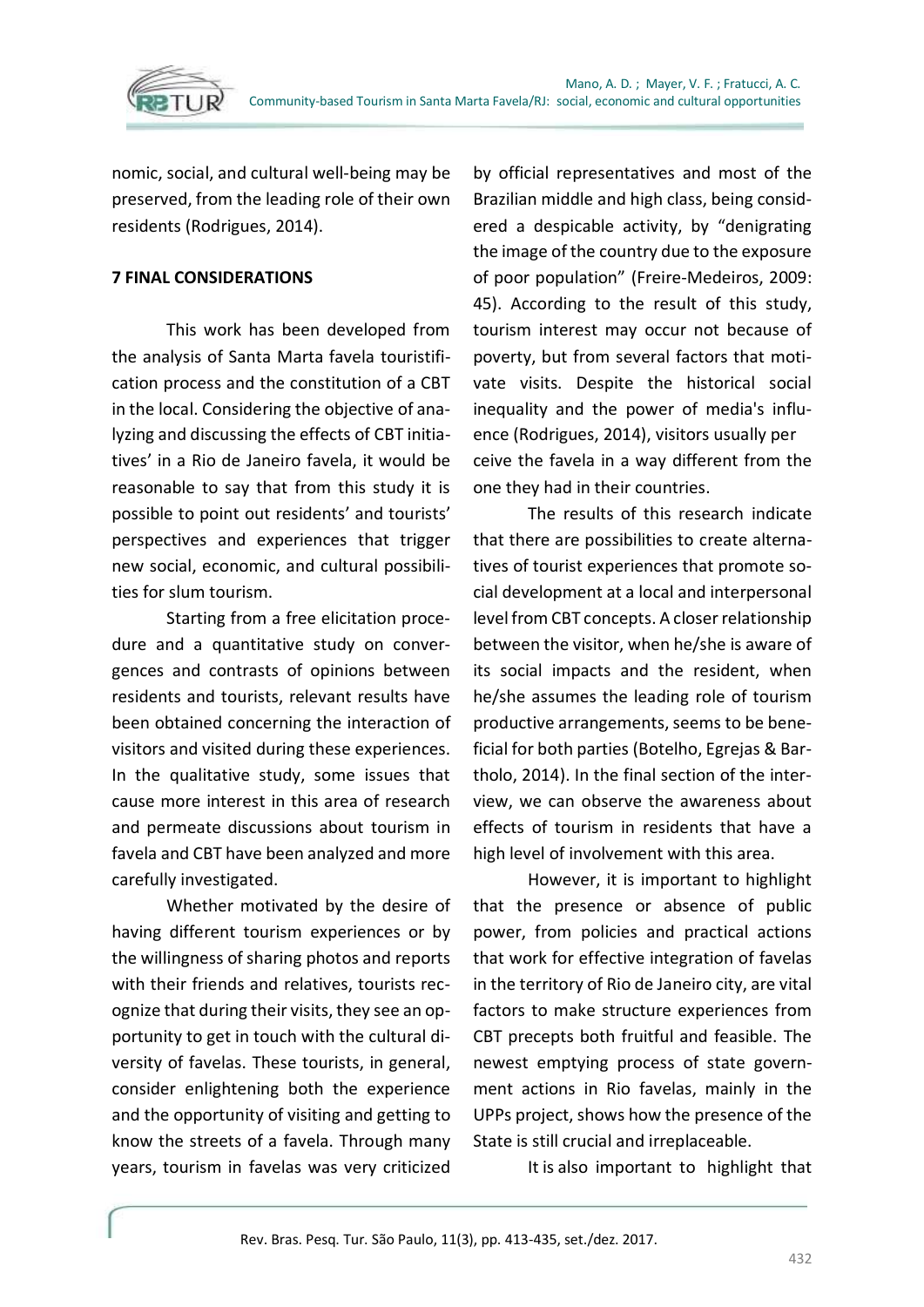nomic, social, and cultural well-being may be preserved, from the leading role of their own residents (Rodrigues, 2014).

## 7 FINAL CONSIDERATIONS

This work has been developed from the analysis of Santa Marta favela touristification process and the constitution of a CBT in the local. Considering the objective of analyzing and discussing the effects of CBT initiatives' in a Rio de Janeiro favela, it would be reasonable to say that from this study it is possible to point out residents' and tourists' perspectives and experiences that trigger new social, economic, and cultural possibilities for slum tourism.

Starting from a free elicitation procedure and a quantitative study on convergences and contrasts of opinions between residents and tourists, relevant results have been obtained concerning the interaction of visitors and visited during these experiences. In the qualitative study, some issues that cause more interest in this area of research and permeate discussions about tourism in favela and CBT have been analyzed and more carefully investigated.

Whether motivated by the desire of having different tourism experiences or by the willingness of sharing photos and reports with their friends and relatives, tourists recognize that during their visits, they see an opportunity to get in touch with the cultural diversity of favelas. These tourists, in general, consider enlightening both the experience and the opportunity of visiting and getting to know the streets of a favela. Through many years, tourism in favelas was very criticized by official representatives and most of the Brazilian middle and high class, being considered a despicable activity, by "denigrating the image of the country due to the exposure of poor population" (Freire-Medeiros, 2009: 45). According to the result of this study, tourism interest may occur not because of poverty, but from several factors that motivate visits. Despite the historical social inequality and the power of media's influence (Rodrigues, 2014), visitors usually perceive the favela in a way different from the one they had in their countries.

The results of this research indicate that there are possibilities to create alternatives of tourist experiences that promote social development at a local and interpersonal level from CBT concepts. A closer relationship between the visitor, when he/she is aware of its social impacts and the resident, when he/she assumes the leading role of tourism productive arrangements, seems to be beneficial for both parties (Botelho, Egrejas & Bartholo, 2014). In the final section of the interview, we can observe the awareness about effects of tourism in residents that have a high level of involvement with this area.

However, it is important to highlight that the presence or absence of public power, from policies and practical actions that work for effective integration of favelas in the territory of Rio de Janeiro city, are vital factors to make structure experiences from CBT precepts both fruitful and feasible. The newest emptying process of state government actions in Rio favelas, mainly in the UPPs project, shows how the presence of the State is still crucial and irreplaceable.

It is also important to highlight that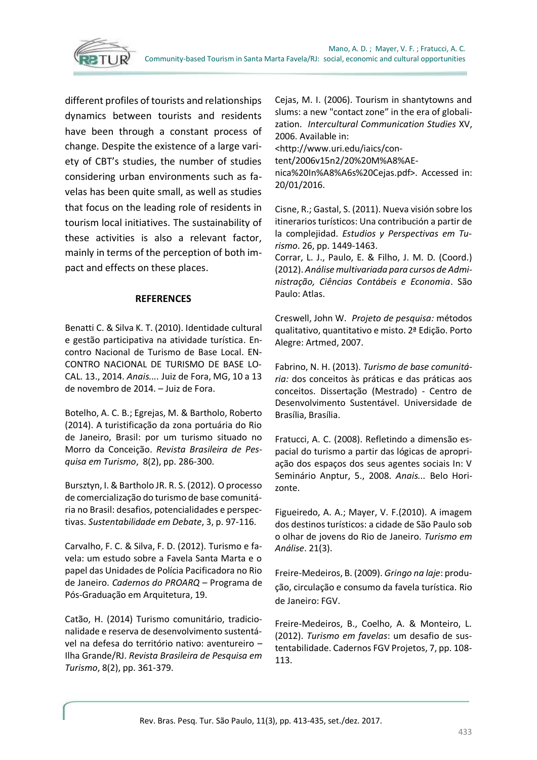different profiles of tourists and relationships dynamics between tourists and residents have been through a constant process of change. Despite the existence of a large variety of CBT's studies, the number of studies considering urban environments such as favelas has been quite small, as well as studies that focus on the leading role of residents in tourism local initiatives. The sustainability of these activities is also a relevant factor, mainly in terms of the perception of both impact and effects on these places.

## REFERENCES

Benatti C. & Silva K. T. (2010). Identidade cultural e gestão participativa na atividade turística. Encontro Nacional de Turismo de Base Local. ENCONTRO NACIONAL DE TURISMO DE BASE LOCAL. 13., 2014. *Anais....* Juiz de Fora, MG, 10 a 13 de novembro de 2014. – Juiz de Fora.

Botelho, A. C. B.; Egrejas, M. & Bartholo, Roberto (2014). A turistificação da zona portuária do Rio de Janeiro, Brasil: por um turismo situado no Morro da Conceição. *Revista Brasileira de Pesquisa em Turismo*, 8(2), pp. 286-300.

Bursztyn, I. & Bartholo JR. R. S. (2012). O processo de comercialização do turismo de base comunitária no Brasil: desafios, potencialidades e perspectivas. *Sustentabilidade em Debate*, 3, p. 97-116.

Carvalho, F. C. & Silva, F. D. (2012). Turismo e favela: um estudo sobre a Favela Santa Marta e o papel das Unidades de Polícia Pacificadora no Rio de Janeiro. *Cadernos do PROARQ* – Programa de Pós-Graduação em Arquitetura, 19.

Catão, H. (2014) Turismo comunitário, tradicionalidade e reserva de desenvolvimento sustentável na defesa do território nativo: aventureiro – Ilha Grande/RJ. *Revista Brasileira de Pesquisa em Turismo*, 8(2), pp. 361-379.

Cejas, M. I. (2006). Tourism in shantytowns and slums: a new "contact zone" in the era of globalization. *Intercultural Communication Studies* XV, 2006. Available in: <http://www.uri.edu/iaics/content/2006v15n2/20%20M%A8%AEnica%20In%A8%A6s%20Cejas.pdf>. Accessed in: 20/01/2016.

Cisne, R.; Gastal, S. (2011). Nueva visión sobre los itinerarios turísticos: Una contribución a partir de la complejidad. *Estudios y Perspectivas em Turismo*. 26, pp. 1449-1463.

Corrar, L. J., Paulo, E. & Filho, J. M. D. (Coord.) (2012). *Análise multivariada para cursos de Administração, Ciências Contábeis e Economia*. São Paulo: Atlas.

Creswell, John W. *Projeto de pesquisa:* métodos qualitativo, quantitativo e misto. 2ª Edição. Porto Alegre: Artmed, 2007.

Fabrino, N. H. (2013). *Turismo de base comunitária:* dos conceitos às práticas e das práticas aos conceitos. Dissertação (Mestrado) - Centro de Desenvolvimento Sustentável. Universidade de Brasília, Brasília.

Fratucci, A. C. (2008). Refletindo a dimensão espacial do turismo a partir das lógicas de apropriação dos espaços dos seus agentes sociais In: V Seminário Anptur, 5., 2008. *Anais...* Belo Horizonte.

Figueiredo, A. A.; Mayer, V. F.(2010). A imagem dos destinos turísticos: a cidade de São Paulo sob o olhar de jovens do Rio de Janeiro. *Turismo em Análise*. 21(3).

Freire-Medeiros, B. (2009). *Gringo na laje*: produção, circulação e consumo da favela turística. Rio de Janeiro: FGV.

Freire-Medeiros, B., Coelho, A. & Monteiro, L. (2012). *Turismo em favelas*: um desafio de sustentabilidade. Cadernos FGV Projetos, 7, pp. 108-113.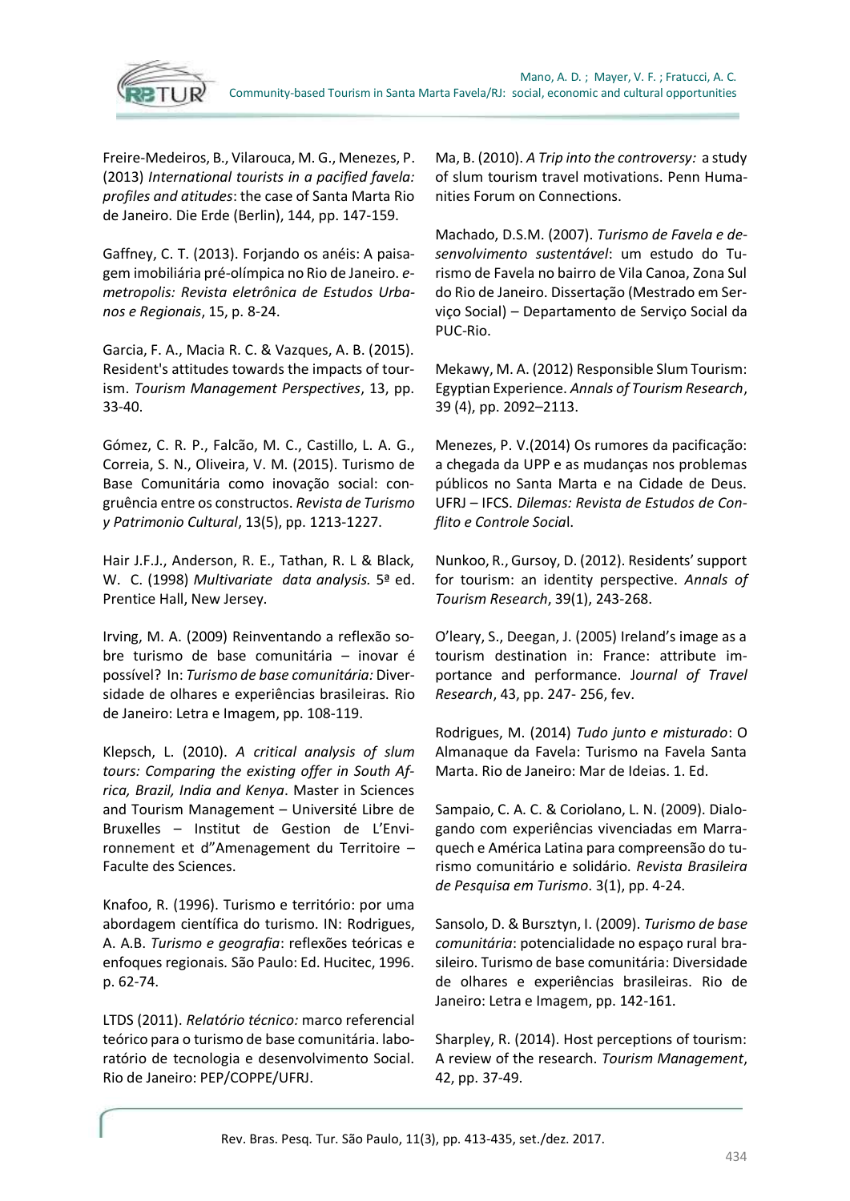Freire-Medeiros, B., Vilarouca, M. G., Menezes, P. (2013) *International tourists in a pacified favela: profiles and attitudes*: the case of Santa Marta Rio de Janeiro. Die Erde (Berlin), 144, pp. 147-159.

Gaffney, C. T. (2013). Forjando os anéis: A paisagem imobiliária pré-olímpica no Rio de Janeiro. *e-metropolis: Revista eletrônica de Estudos Urbanos e Regionais*, 15, p. 8-24.

Garcia, F. A., Macia R. C. & Vazques, A. B. (2015). Resident's attitudes towards the impacts of tourism. *Tourism Management Perspectives*, 13, pp. 33-40.

Gómez, C. R. P., Falcão, M. C., Castillo, L. A. G., Correia, S. N., Oliveira, V. M. (2015). Turismo de Base Comunitária como inovação social: congruência entre os constructos. *Revista de Turismo y Patrimonio Cultural*, 13(5), pp. 1213-1227.

Hair J.F.J., Anderson, R. E., Tathan, R. L & Black, W. C. (1998) *Multivariate data analysis.* 5ª ed. Prentice Hall, New Jersey.

Irving, M. A. (2009) Reinventando a reflexão sobre turismo de base comunitária – inovar é possível? In: *Turismo de base comunitária:* Diversidade de olhares e experiências brasileiras. Rio de Janeiro: Letra e Imagem, pp. 108-119.

Klepsch, L. (2010). *A critical analysis of slum tours: Comparing the existing offer in South Africa, Brazil, India and Kenya*. Master in Sciences and Tourism Management – Université Libre de Bruxelles – Institut de Gestion de L'Environnement et d"Amenagement du Territoire – Faculte des Sciences.

Knafoo, R. (1996). Turismo e território: por uma abordagem científica do turismo. IN: Rodrigues, A. A.B. *Turismo e geografia*: reflexões teóricas e enfoques regionais. São Paulo: Ed. Hucitec, 1996. p. 62-74.

LTDS (2011). *Relatório técnico:* marco referencial teórico para o turismo de base comunitária. laboratório de tecnologia e desenvolvimento Social. Rio de Janeiro: PEP/COPPE/UFRJ.

Ma, B. (2010). *A Trip into the controversy:* a study of slum tourism travel motivations. Penn Humanities Forum on Connections.

Machado, D.S.M. (2007). *Turismo de Favela e desenvolvimento sustentável*: um estudo do Turismo de Favela no bairro de Vila Canoa, Zona Sul do Rio de Janeiro. Dissertação (Mestrado em Serviço Social) – Departamento de Serviço Social da PUC-Rio.

Mekawy, M. A. (2012) Responsible Slum Tourism: Egyptian Experience. *Annals of Tourism Research*, 39 (4), pp. 2092–2113.

Menezes, P. V.(2014) Os rumores da pacificação: a chegada da UPP e as mudanças nos problemas públicos no Santa Marta e na Cidade de Deus. UFRJ – IFCS. *Dilemas: Revista de Estudos de Conflito e Controle Socia*l.

Nunkoo, R., Gursoy, D. (2012). Residents' support for tourism: an identity perspective. *Annals of Tourism Research*, 39(1), 243-268.

O'leary, S., Deegan, J. (2005) Ireland's image as a tourism destination in: France: attribute importance and performance. J*ournal of Travel Research*, 43, pp. 247- 256, fev.

Rodrigues, M. (2014) *Tudo junto e misturado*: O Almanaque da Favela: Turismo na Favela Santa Marta. Rio de Janeiro: Mar de Ideias. 1. Ed.

Sampaio, C. A. C. & Coriolano, L. N. (2009). Dialogando com experiências vivenciadas em Marraquech e América Latina para compreensão do turismo comunitário e solidário. *Revista Brasileira de Pesquisa em Turismo*. 3(1), pp. 4-24.

Sansolo, D. & Bursztyn, I. (2009). *Turismo de base comunitária*: potencialidade no espaço rural brasileiro. Turismo de base comunitária: Diversidade de olhares e experiências brasileiras. Rio de Janeiro: Letra e Imagem, pp. 142-161.

Sharpley, R. (2014). Host perceptions of tourism: A review of the research. *Tourism Management*, 42, pp. 37-49.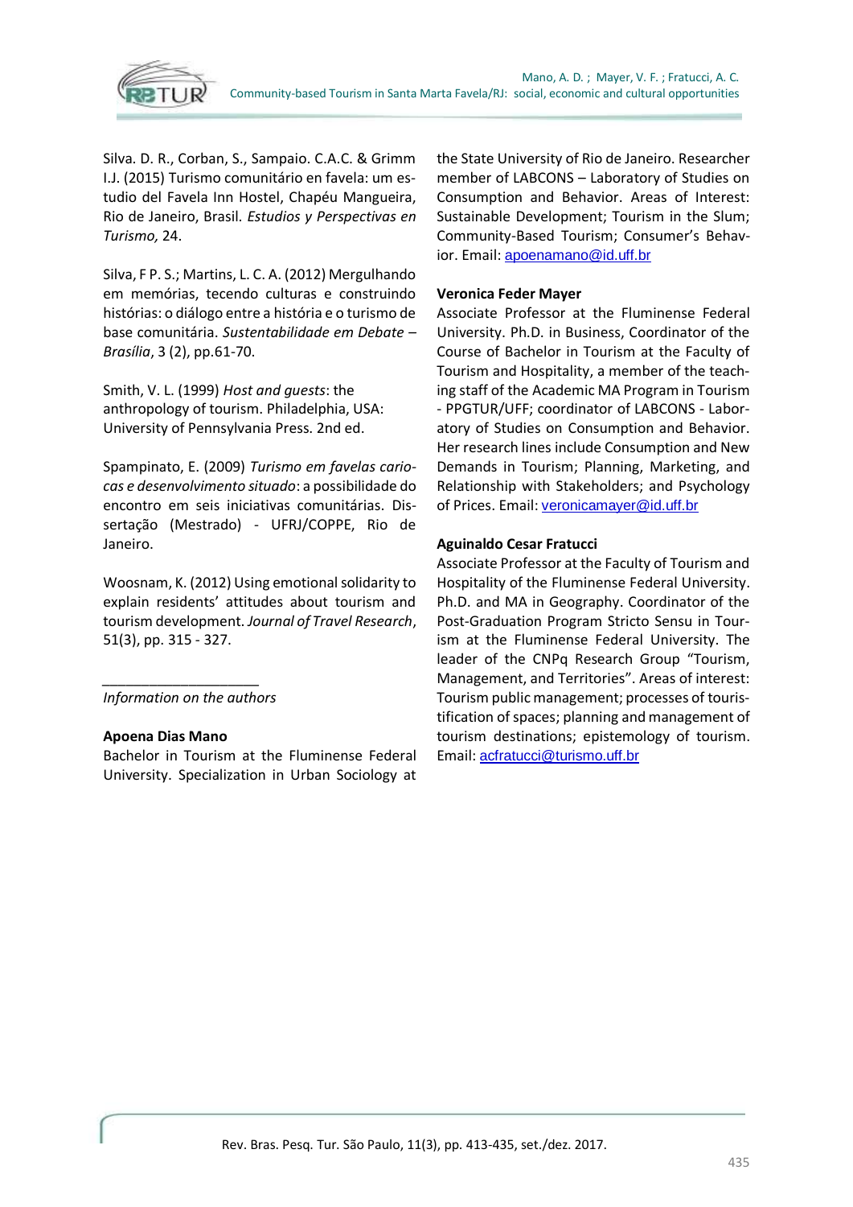Silva. D. R., Corban, S., Sampaio. C.A.C. & Grimm I.J. (2015) Turismo comunitário en favela: um estudio del Favela Inn Hostel, Chapéu Mangueira, Rio de Janeiro, Brasil. *Estudios y Perspectivas en Turismo,* 24.

Silva, F P. S.; Martins, L. C. A. (2012) Mergulhando em memórias, tecendo culturas e construindo histórias: o diálogo entre a história e o turismo de base comunitária. *Sustentabilidade em Debate – Brasília*, 3 (2), pp.61-70.

Smith, V. L. (1999) *Host and guests*: the anthropology of tourism. Philadelphia, USA: University of Pennsylvania Press. 2nd ed.

Spampinato, E. (2009) *Turismo em favelas cariocas e desenvolvimento situado*: a possibilidade do encontro em seis iniciativas comunitárias. Dissertação (Mestrado) - UFRJ/COPPE, Rio de Janeiro.

Woosnam, K. (2012) Using emotional solidarity to explain residents' attitudes about tourism and tourism development. *Journal of Travel Research*, 51(3), pp. 315 - 327.

___________________

*Information on the authors*

**Apoena Dias Mano**
Bachelor in Tourism at the Fluminense Federal University. Specialization in Urban Sociology at the State University of Rio de Janeiro. Researcher member of LABCONS – Laboratory of Studies on Consumption and Behavior. Areas of Interest: Sustainable Development; Tourism in the Slum; Community-Based Tourism; Consumer's Behavior. Email: apoenamano@id.uff.br

**Veronica Feder Mayer**
Associate Professor at the Fluminense Federal University. Ph.D. in Business, Coordinator of the Course of Bachelor in Tourism at the Faculty of Tourism and Hospitality, a member of the teaching staff of the Academic MA Program in Tourism - PPGTUR/UFF; coordinator of LABCONS - Laboratory of Studies on Consumption and Behavior. Her research lines include Consumption and New Demands in Tourism; Planning, Marketing, and Relationship with Stakeholders; and Psychology of Prices. Email: veronicamayer@id.uff.br

**Aguinaldo Cesar Fratucci**
Associate Professor at the Faculty of Tourism and Hospitality of the Fluminense Federal University. Ph.D. and MA in Geography. Coordinator of the Post-Graduation Program Stricto Sensu in Tourism at the Fluminense Federal University. The leader of the CNPq Research Group "Tourism, Management, and Territories". Areas of interest: Tourism public management; processes of touristification of spaces; planning and management of tourism destinations; epistemology of tourism. Email: acfratucci@turismo.uff.br